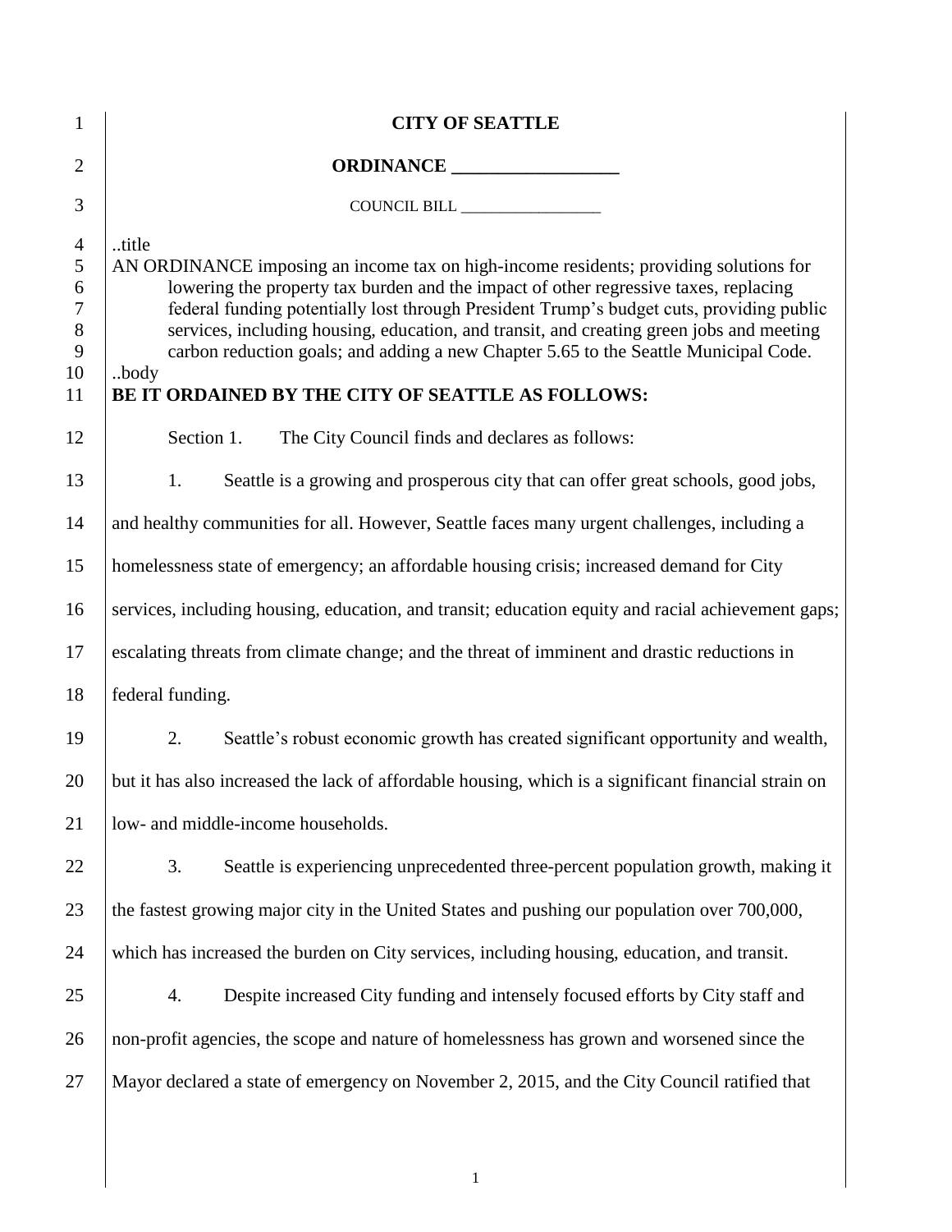**CITY OF SEATTLE**

**ORDINANCE __________________**

COUNCIL BILL __________________

..title

AN ORDINANCE imposing an income tax on high-income residents; providing solutions for lowering the property tax burden and the impact of other regressive taxes, replacing federal funding potentially lost through President Trump's budget cuts, providing public services, including housing, education, and transit, and creating green jobs and meeting carbon reduction goals; and adding a new Chapter 5.65 to the Seattle Municipal Code.

..body

**BE IT ORDAINED BY THE CITY OF SEATTLE AS FOLLOWS:**

Section 1. The City Council finds and declares as follows:

1. Seattle is a growing and prosperous city that can offer great schools, good jobs, and healthy communities for all. However, Seattle faces many urgent challenges, including a homelessness state of emergency; an affordable housing crisis; increased demand for City services, including housing, education, and transit; education equity and racial achievement gaps; escalating threats from climate change; and the threat of imminent and drastic reductions in federal funding.

2. Seattle's robust economic growth has created significant opportunity and wealth, but it has also increased the lack of affordable housing, which is a significant financial strain on low- and middle-income households.

3. Seattle is experiencing unprecedented three-percent population growth, making it the fastest growing major city in the United States and pushing our population over 700,000, which has increased the burden on City services, including housing, education, and transit.

4. Despite increased City funding and intensely focused efforts by City staff and non-profit agencies, the scope and nature of homelessness has grown and worsened since the Mayor declared a state of emergency on November 2, 2015, and the City Council ratified that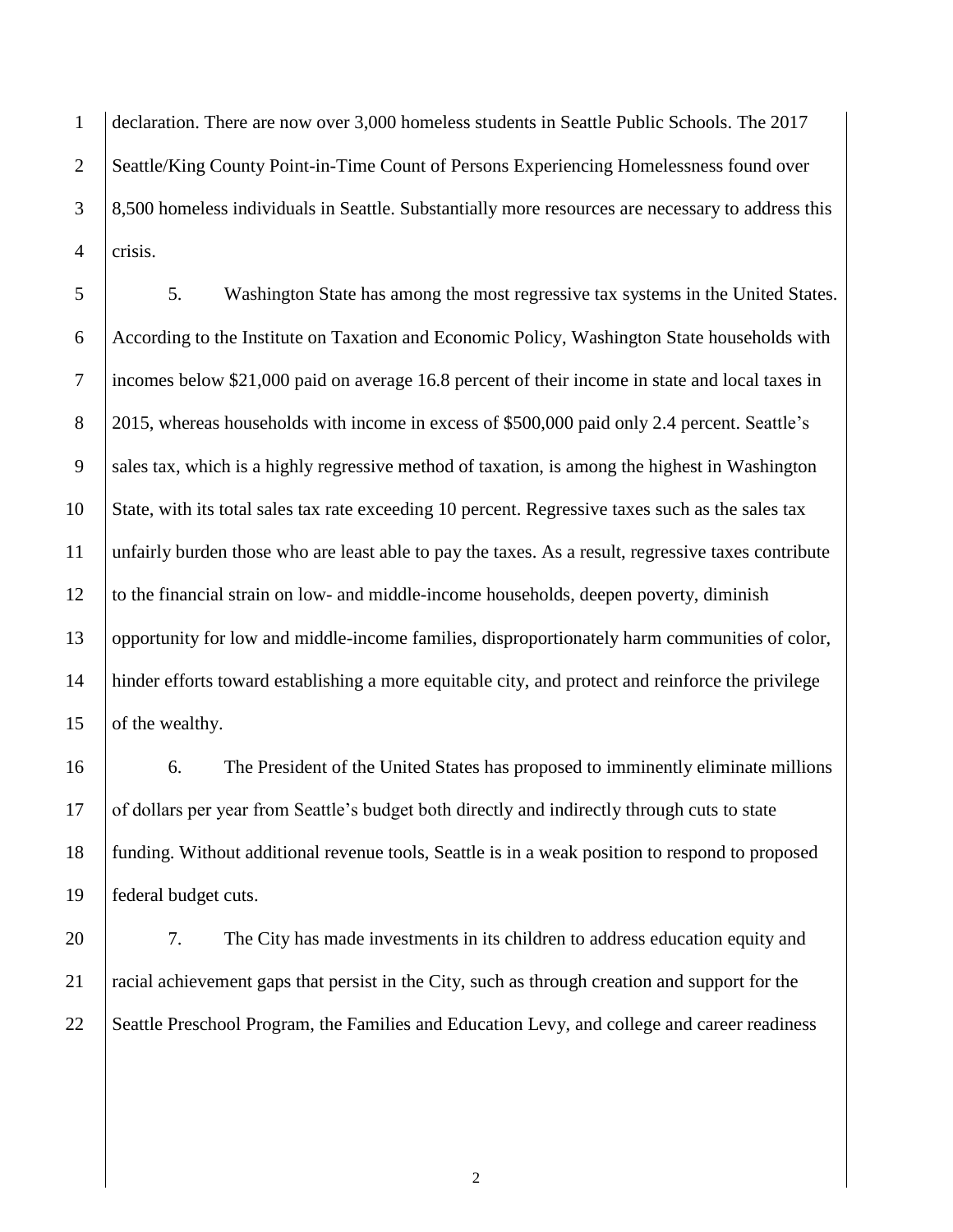declaration. There are now over 3,000 homeless students in Seattle Public Schools. The 2017 Seattle/King County Point-in-Time Count of Persons Experiencing Homelessness found over 8,500 homeless individuals in Seattle. Substantially more resources are necessary to address this crisis.

5. Washington State has among the most regressive tax systems in the United States. According to the Institute on Taxation and Economic Policy, Washington State households with incomes below $21,000 paid on average 16.8 percent of their income in state and local taxes in 2015, whereas households with income in excess of $500,000 paid only 2.4 percent. Seattle's sales tax, which is a highly regressive method of taxation, is among the highest in Washington State, with its total sales tax rate exceeding 10 percent. Regressive taxes such as the sales tax unfairly burden those who are least able to pay the taxes. As a result, regressive taxes contribute to the financial strain on low- and middle-income households, deepen poverty, diminish opportunity for low and middle-income families, disproportionately harm communities of color, hinder efforts toward establishing a more equitable city, and protect and reinforce the privilege of the wealthy.

6. The President of the United States has proposed to imminently eliminate millions of dollars per year from Seattle's budget both directly and indirectly through cuts to state funding. Without additional revenue tools, Seattle is in a weak position to respond to proposed federal budget cuts.

7. The City has made investments in its children to address education equity and racial achievement gaps that persist in the City, such as through creation and support for the Seattle Preschool Program, the Families and Education Levy, and college and career readiness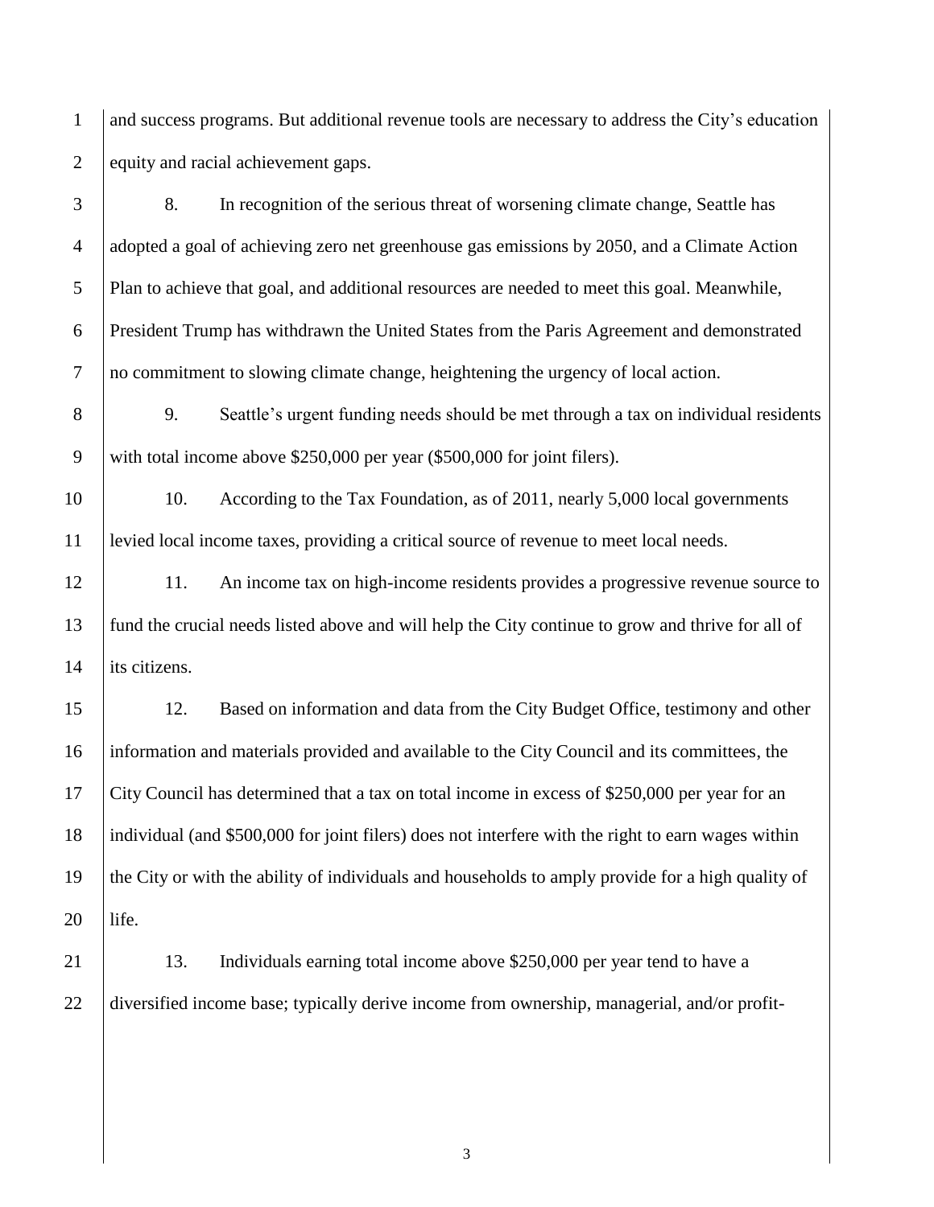and success programs. But additional revenue tools are necessary to address the City's education equity and racial achievement gaps.

8. In recognition of the serious threat of worsening climate change, Seattle has adopted a goal of achieving zero net greenhouse gas emissions by 2050, and a Climate Action Plan to achieve that goal, and additional resources are needed to meet this goal. Meanwhile, President Trump has withdrawn the United States from the Paris Agreement and demonstrated no commitment to slowing climate change, heightening the urgency of local action.

9. Seattle's urgent funding needs should be met through a tax on individual residents with total income above $250,000 per year ($500,000 for joint filers).

10. According to the Tax Foundation, as of 2011, nearly 5,000 local governments levied local income taxes, providing a critical source of revenue to meet local needs.

11. An income tax on high-income residents provides a progressive revenue source to fund the crucial needs listed above and will help the City continue to grow and thrive for all of its citizens.

12. Based on information and data from the City Budget Office, testimony and other information and materials provided and available to the City Council and its committees, the City Council has determined that a tax on total income in excess of $250,000 per year for an individual (and $500,000 for joint filers) does not interfere with the right to earn wages within the City or with the ability of individuals and households to amply provide for a high quality of life.

13. Individuals earning total income above $250,000 per year tend to have a diversified income base; typically derive income from ownership, managerial, and/or profit-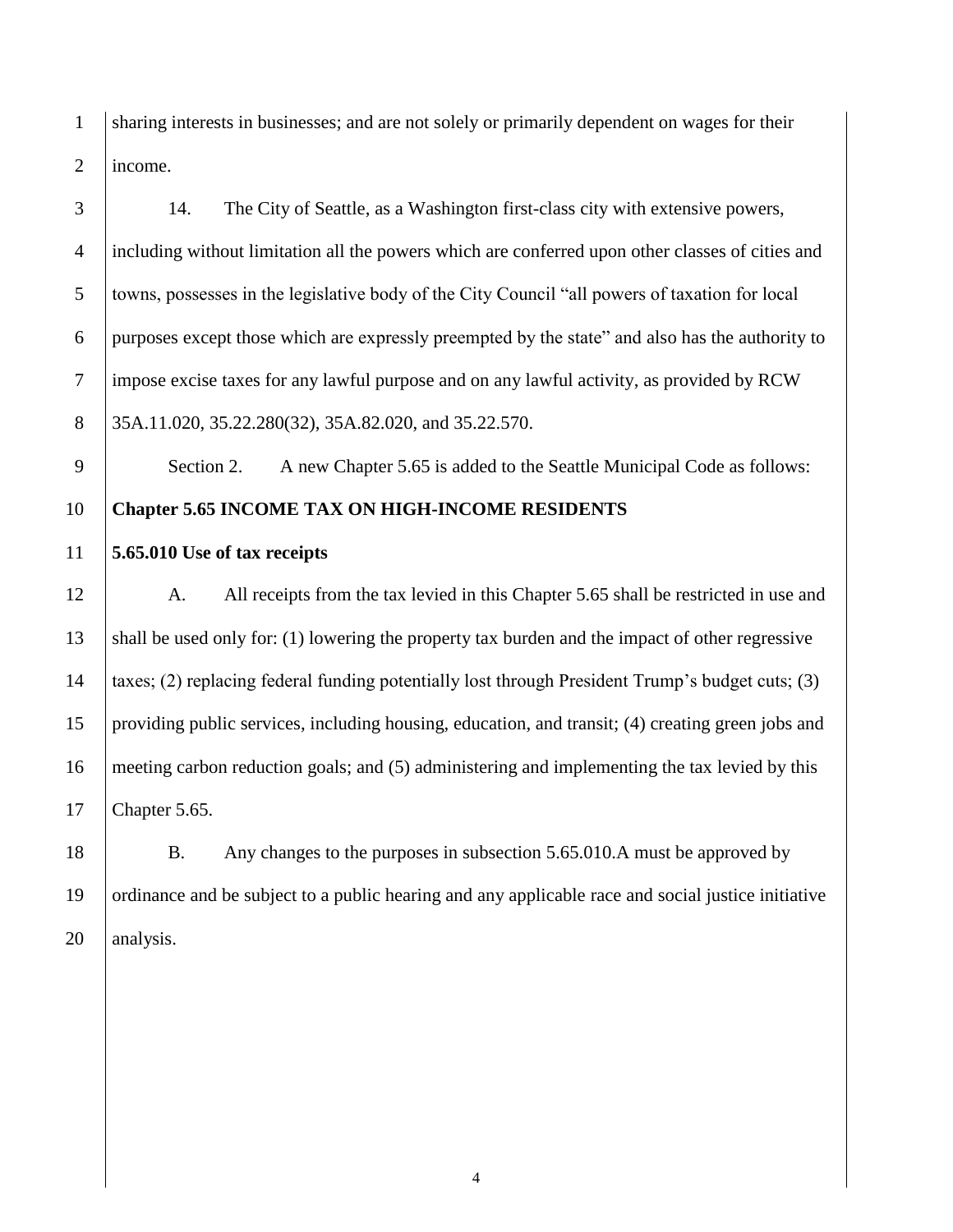sharing interests in businesses; and are not solely or primarily dependent on wages for their income.

14. The City of Seattle, as a Washington first-class city with extensive powers, including without limitation all the powers which are conferred upon other classes of cities and towns, possesses in the legislative body of the City Council "all powers of taxation for local purposes except those which are expressly preempted by the state" and also has the authority to impose excise taxes for any lawful purpose and on any lawful activity, as provided by RCW 35A.11.020, 35.22.280(32), 35A.82.020, and 35.22.570.

Section 2. A new Chapter 5.65 is added to the Seattle Municipal Code as follows:

**Chapter 5.65 INCOME TAX ON HIGH-INCOME RESIDENTS**

**5.65.010 Use of tax receipts**

A. All receipts from the tax levied in this Chapter 5.65 shall be restricted in use and shall be used only for: (1) lowering the property tax burden and the impact of other regressive taxes; (2) replacing federal funding potentially lost through President Trump's budget cuts; (3) providing public services, including housing, education, and transit; (4) creating green jobs and meeting carbon reduction goals; and (5) administering and implementing the tax levied by this Chapter 5.65.

B. Any changes to the purposes in subsection 5.65.010.A must be approved by ordinance and be subject to a public hearing and any applicable race and social justice initiative analysis.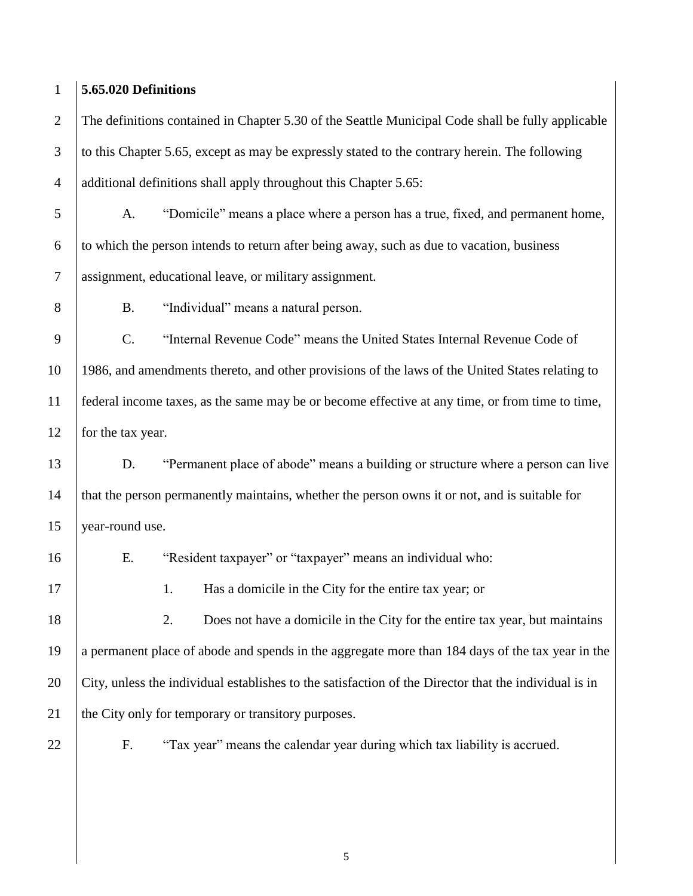**5.65.020 Definitions**

The definitions contained in Chapter 5.30 of the Seattle Municipal Code shall be fully applicable to this Chapter 5.65, except as may be expressly stated to the contrary herein. The following additional definitions shall apply throughout this Chapter 5.65:

A. "Domicile" means a place where a person has a true, fixed, and permanent home, to which the person intends to return after being away, such as due to vacation, business assignment, educational leave, or military assignment.

B. "Individual" means a natural person.

C. "Internal Revenue Code" means the United States Internal Revenue Code of 1986, and amendments thereto, and other provisions of the laws of the United States relating to federal income taxes, as the same may be or become effective at any time, or from time to time, for the tax year.

D. "Permanent place of abode" means a building or structure where a person can live that the person permanently maintains, whether the person owns it or not, and is suitable for year-round use.

E. "Resident taxpayer" or "taxpayer" means an individual who:

1. Has a domicile in the City for the entire tax year; or

2. Does not have a domicile in the City for the entire tax year, but maintains a permanent place of abode and spends in the aggregate more than 184 days of the tax year in the City, unless the individual establishes to the satisfaction of the Director that the individual is in the City only for temporary or transitory purposes.

F. "Tax year" means the calendar year during which tax liability is accrued.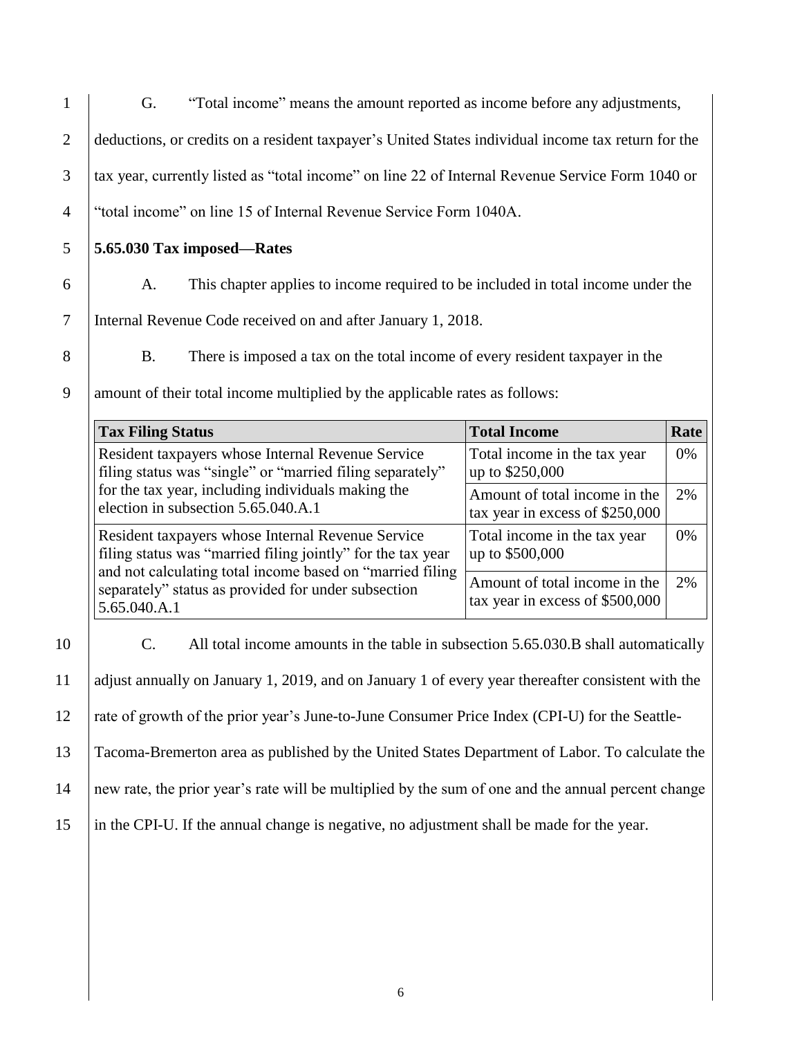G. "Total income" means the amount reported as income before any adjustments, deductions, or credits on a resident taxpayer's United States individual income tax return for the tax year, currently listed as "total income" on line 22 of Internal Revenue Service Form 1040 or "total income" on line 15 of Internal Revenue Service Form 1040A.

**5.65.030 Tax imposed—Rates**

A. This chapter applies to income required to be included in total income under the Internal Revenue Code received on and after January 1, 2018.

B. There is imposed a tax on the total income of every resident taxpayer in the amount of their total income multiplied by the applicable rates as follows:

| **Tax Filing Status** | **Total Income** | **Rate** |
| --- | --- | --- |
| Resident taxpayers whose Internal Revenue Service filing status was "single" or "married filing separately" for the tax year, including individuals making the election in subsection 5.65.040.A.1 | Total income in the tax year up to $250,000 | 0% |
| | Amount of total income in the tax year in excess of $250,000 | 2% |
| Resident taxpayers whose Internal Revenue Service filing status was "married filing jointly" for the tax year and not calculating total income based on "married filing separately" status as provided for under subsection 5.65.040.A.1 | Total income in the tax year up to $500,000 | 0% |
| | Amount of total income in the tax year in excess of $500,000 | 2% |

C. All total income amounts in the table in subsection 5.65.030.B shall automatically adjust annually on January 1, 2019, and on January 1 of every year thereafter consistent with the rate of growth of the prior year's June-to-June Consumer Price Index (CPI-U) for the Seattle-Tacoma-Bremerton area as published by the United States Department of Labor. To calculate the new rate, the prior year's rate will be multiplied by the sum of one and the annual percent change in the CPI-U. If the annual change is negative, no adjustment shall be made for the year.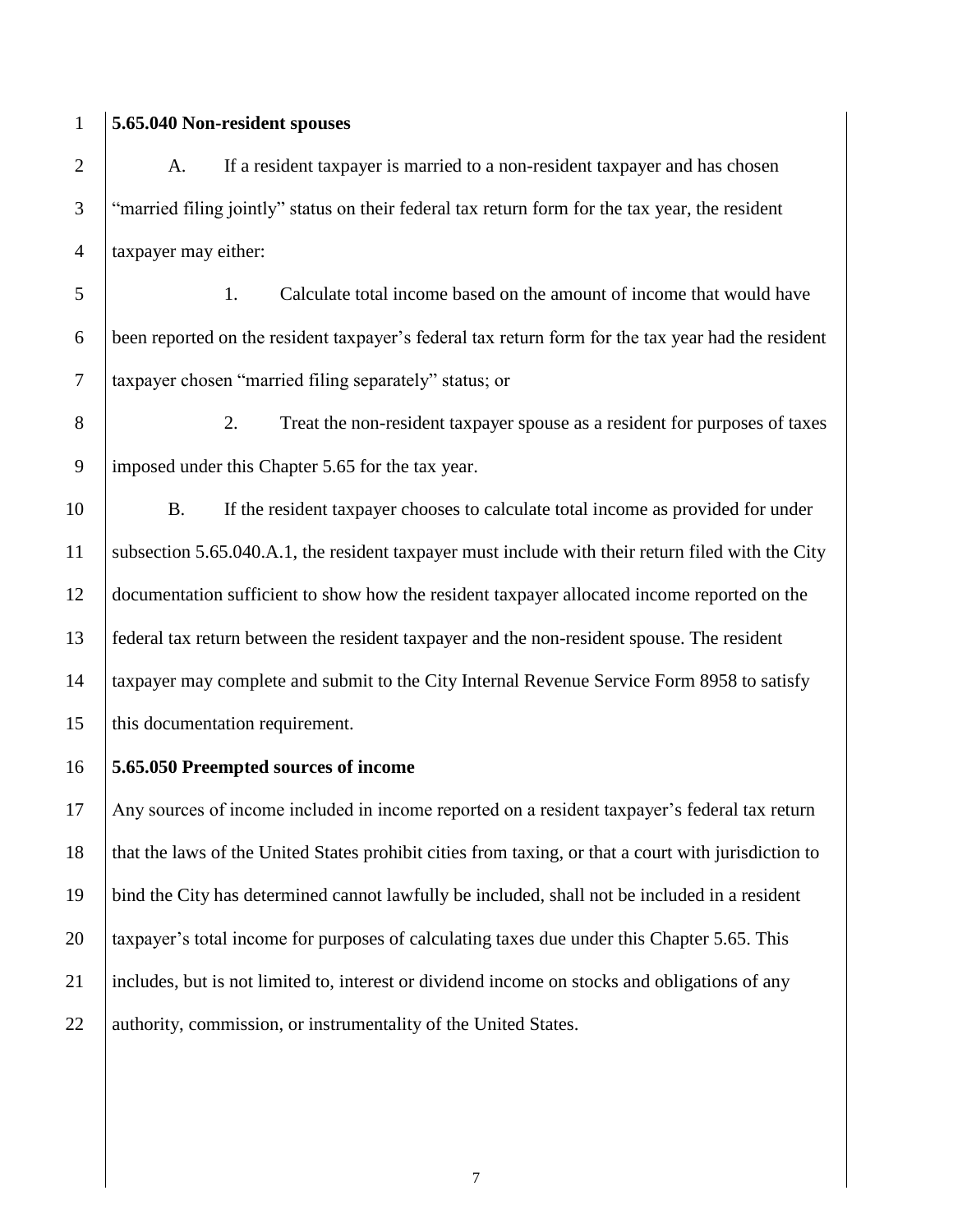**5.65.040 Non-resident spouses**

A. If a resident taxpayer is married to a non-resident taxpayer and has chosen "married filing jointly" status on their federal tax return form for the tax year, the resident taxpayer may either:

1. Calculate total income based on the amount of income that would have been reported on the resident taxpayer's federal tax return form for the tax year had the resident taxpayer chosen "married filing separately" status; or

2. Treat the non-resident taxpayer spouse as a resident for purposes of taxes imposed under this Chapter 5.65 for the tax year.

B. If the resident taxpayer chooses to calculate total income as provided for under subsection 5.65.040.A.1, the resident taxpayer must include with their return filed with the City documentation sufficient to show how the resident taxpayer allocated income reported on the federal tax return between the resident taxpayer and the non-resident spouse. The resident taxpayer may complete and submit to the City Internal Revenue Service Form 8958 to satisfy this documentation requirement.

**5.65.050 Preempted sources of income**

Any sources of income included in income reported on a resident taxpayer's federal tax return that the laws of the United States prohibit cities from taxing, or that a court with jurisdiction to bind the City has determined cannot lawfully be included, shall not be included in a resident taxpayer's total income for purposes of calculating taxes due under this Chapter 5.65. This includes, but is not limited to, interest or dividend income on stocks and obligations of any authority, commission, or instrumentality of the United States.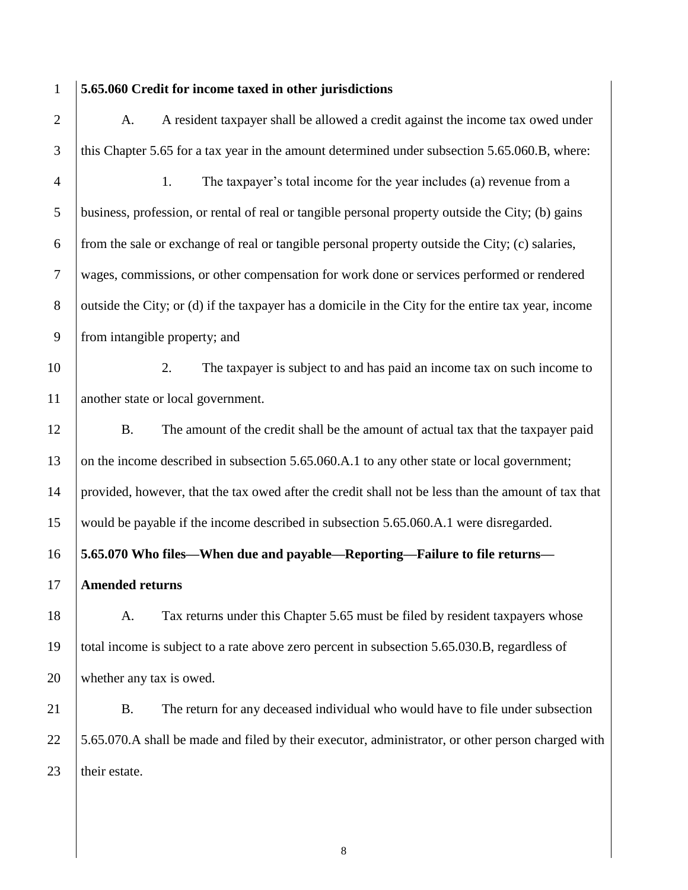**5.65.060 Credit for income taxed in other jurisdictions**

A. A resident taxpayer shall be allowed a credit against the income tax owed under this Chapter 5.65 for a tax year in the amount determined under subsection 5.65.060.B, where:

1. The taxpayer's total income for the year includes (a) revenue from a business, profession, or rental of real or tangible personal property outside the City; (b) gains from the sale or exchange of real or tangible personal property outside the City; (c) salaries, wages, commissions, or other compensation for work done or services performed or rendered outside the City; or (d) if the taxpayer has a domicile in the City for the entire tax year, income from intangible property; and

2. The taxpayer is subject to and has paid an income tax on such income to another state or local government.

B. The amount of the credit shall be the amount of actual tax that the taxpayer paid on the income described in subsection 5.65.060.A.1 to any other state or local government; provided, however, that the tax owed after the credit shall not be less than the amount of tax that would be payable if the income described in subsection 5.65.060.A.1 were disregarded.

**5.65.070 Who files—When due and payable—Reporting—Failure to file returns—Amended returns**

A. Tax returns under this Chapter 5.65 must be filed by resident taxpayers whose total income is subject to a rate above zero percent in subsection 5.65.030.B, regardless of whether any tax is owed.

B. The return for any deceased individual who would have to file under subsection 5.65.070.A shall be made and filed by their executor, administrator, or other person charged with their estate.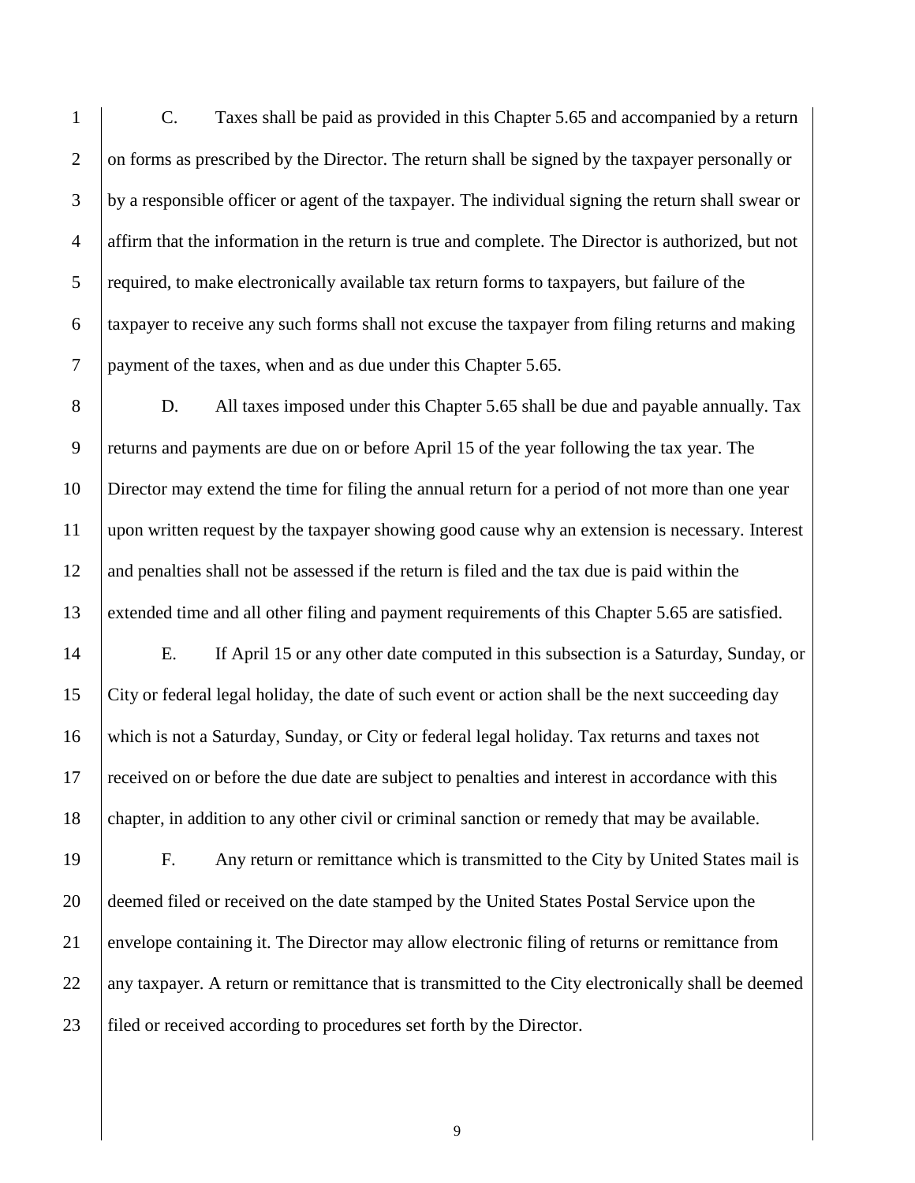C. Taxes shall be paid as provided in this Chapter 5.65 and accompanied by a return on forms as prescribed by the Director. The return shall be signed by the taxpayer personally or by a responsible officer or agent of the taxpayer. The individual signing the return shall swear or affirm that the information in the return is true and complete. The Director is authorized, but not required, to make electronically available tax return forms to taxpayers, but failure of the taxpayer to receive any such forms shall not excuse the taxpayer from filing returns and making payment of the taxes, when and as due under this Chapter 5.65.

D. All taxes imposed under this Chapter 5.65 shall be due and payable annually. Tax returns and payments are due on or before April 15 of the year following the tax year. The Director may extend the time for filing the annual return for a period of not more than one year upon written request by the taxpayer showing good cause why an extension is necessary. Interest and penalties shall not be assessed if the return is filed and the tax due is paid within the extended time and all other filing and payment requirements of this Chapter 5.65 are satisfied.

E. If April 15 or any other date computed in this subsection is a Saturday, Sunday, or City or federal legal holiday, the date of such event or action shall be the next succeeding day which is not a Saturday, Sunday, or City or federal legal holiday. Tax returns and taxes not received on or before the due date are subject to penalties and interest in accordance with this chapter, in addition to any other civil or criminal sanction or remedy that may be available.

F. Any return or remittance which is transmitted to the City by United States mail is deemed filed or received on the date stamped by the United States Postal Service upon the envelope containing it. The Director may allow electronic filing of returns or remittance from any taxpayer. A return or remittance that is transmitted to the City electronically shall be deemed filed or received according to procedures set forth by the Director.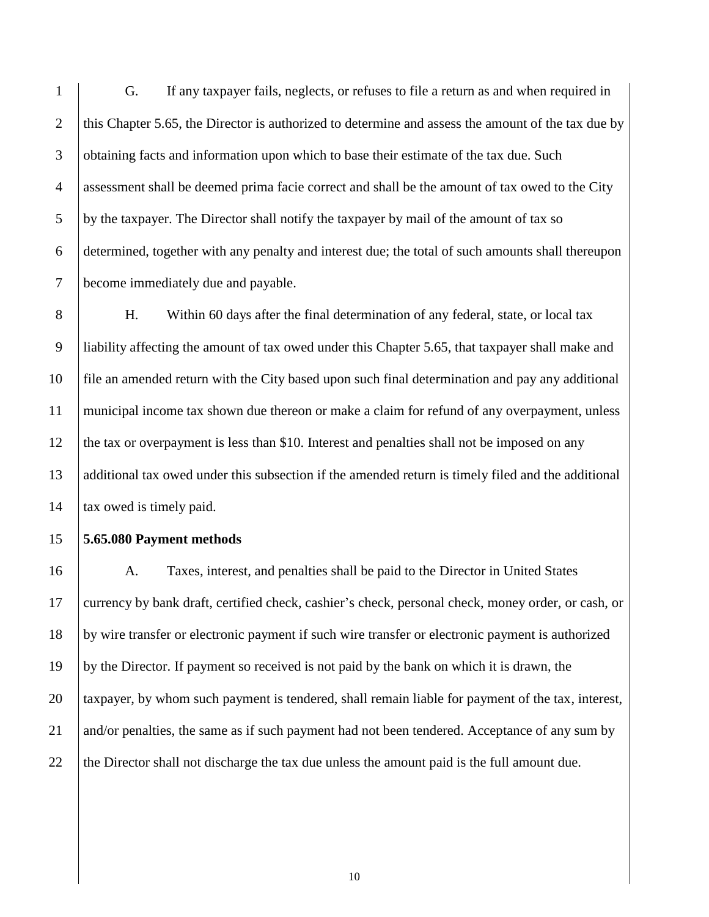G. If any taxpayer fails, neglects, or refuses to file a return as and when required in this Chapter 5.65, the Director is authorized to determine and assess the amount of the tax due by obtaining facts and information upon which to base their estimate of the tax due. Such assessment shall be deemed prima facie correct and shall be the amount of tax owed to the City by the taxpayer. The Director shall notify the taxpayer by mail of the amount of tax so determined, together with any penalty and interest due; the total of such amounts shall thereupon become immediately due and payable.

H. Within 60 days after the final determination of any federal, state, or local tax liability affecting the amount of tax owed under this Chapter 5.65, that taxpayer shall make and file an amended return with the City based upon such final determination and pay any additional municipal income tax shown due thereon or make a claim for refund of any overpayment, unless the tax or overpayment is less than $10. Interest and penalties shall not be imposed on any additional tax owed under this subsection if the amended return is timely filed and the additional tax owed is timely paid.

**5.65.080 Payment methods**

A. Taxes, interest, and penalties shall be paid to the Director in United States currency by bank draft, certified check, cashier's check, personal check, money order, or cash, or by wire transfer or electronic payment if such wire transfer or electronic payment is authorized by the Director. If payment so received is not paid by the bank on which it is drawn, the taxpayer, by whom such payment is tendered, shall remain liable for payment of the tax, interest, and/or penalties, the same as if such payment had not been tendered. Acceptance of any sum by the Director shall not discharge the tax due unless the amount paid is the full amount due.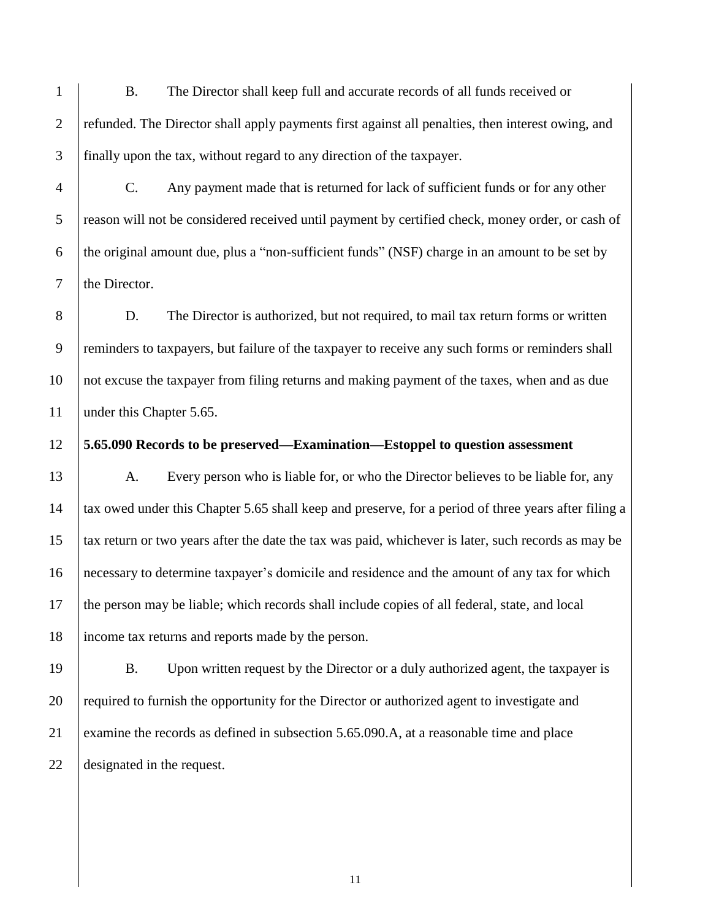B. The Director shall keep full and accurate records of all funds received or refunded. The Director shall apply payments first against all penalties, then interest owing, and finally upon the tax, without regard to any direction of the taxpayer.

C. Any payment made that is returned for lack of sufficient funds or for any other reason will not be considered received until payment by certified check, money order, or cash of the original amount due, plus a "non-sufficient funds" (NSF) charge in an amount to be set by the Director.

D. The Director is authorized, but not required, to mail tax return forms or written reminders to taxpayers, but failure of the taxpayer to receive any such forms or reminders shall not excuse the taxpayer from filing returns and making payment of the taxes, when and as due under this Chapter 5.65.

**5.65.090 Records to be preserved—Examination—Estoppel to question assessment**

A. Every person who is liable for, or who the Director believes to be liable for, any tax owed under this Chapter 5.65 shall keep and preserve, for a period of three years after filing a tax return or two years after the date the tax was paid, whichever is later, such records as may be necessary to determine taxpayer's domicile and residence and the amount of any tax for which the person may be liable; which records shall include copies of all federal, state, and local income tax returns and reports made by the person.

B. Upon written request by the Director or a duly authorized agent, the taxpayer is required to furnish the opportunity for the Director or authorized agent to investigate and examine the records as defined in subsection 5.65.090.A, at a reasonable time and place designated in the request.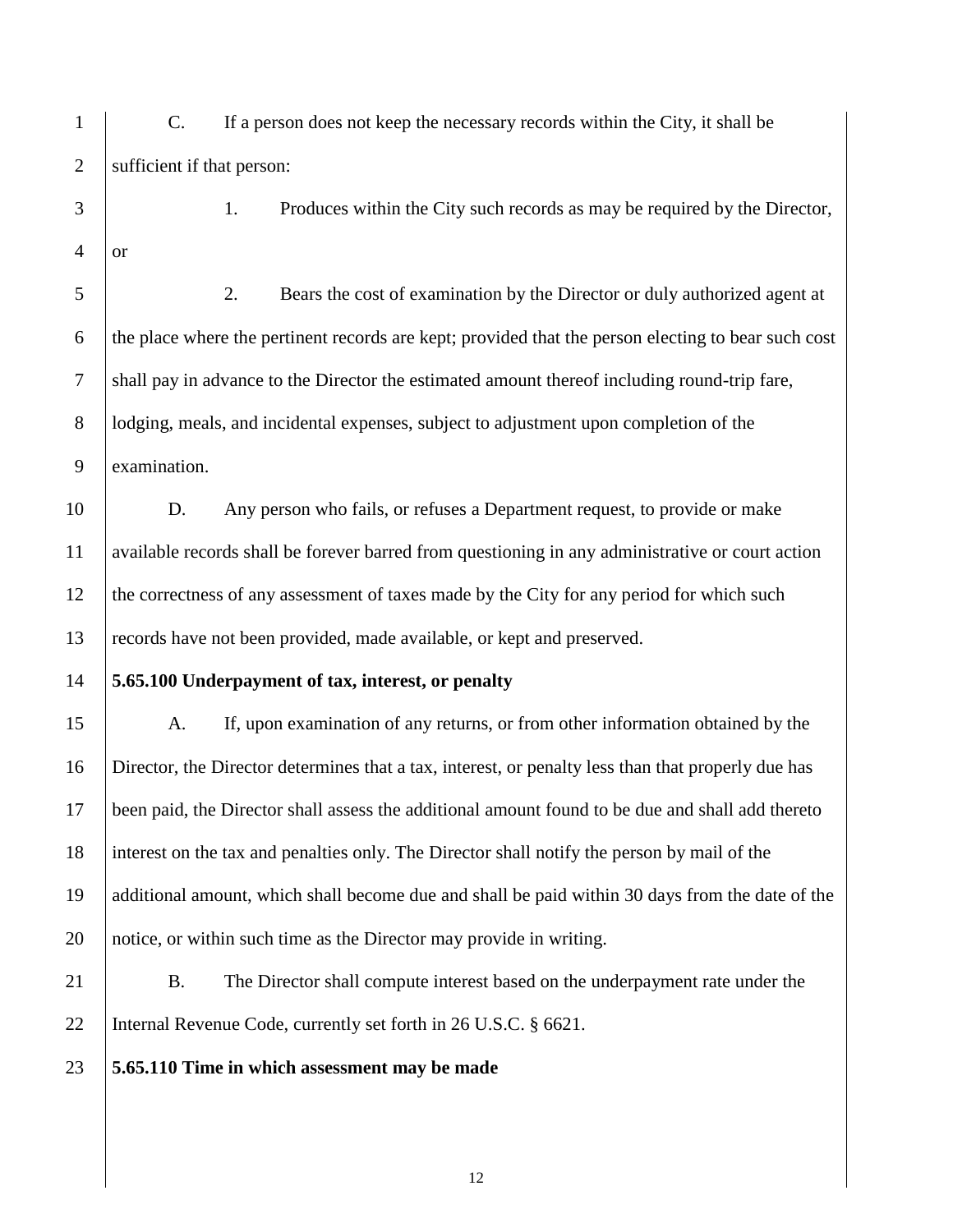C. If a person does not keep the necessary records within the City, it shall be sufficient if that person:

1. Produces within the City such records as may be required by the Director, or

2. Bears the cost of examination by the Director or duly authorized agent at the place where the pertinent records are kept; provided that the person electing to bear such cost shall pay in advance to the Director the estimated amount thereof including round-trip fare, lodging, meals, and incidental expenses, subject to adjustment upon completion of the examination.

D. Any person who fails, or refuses a Department request, to provide or make available records shall be forever barred from questioning in any administrative or court action the correctness of any assessment of taxes made by the City for any period for which such records have not been provided, made available, or kept and preserved.

**5.65.100 Underpayment of tax, interest, or penalty**

A. If, upon examination of any returns, or from other information obtained by the Director, the Director determines that a tax, interest, or penalty less than that properly due has been paid, the Director shall assess the additional amount found to be due and shall add thereto interest on the tax and penalties only. The Director shall notify the person by mail of the additional amount, which shall become due and shall be paid within 30 days from the date of the notice, or within such time as the Director may provide in writing.

B. The Director shall compute interest based on the underpayment rate under the Internal Revenue Code, currently set forth in 26 U.S.C. § 6621.

**5.65.110 Time in which assessment may be made**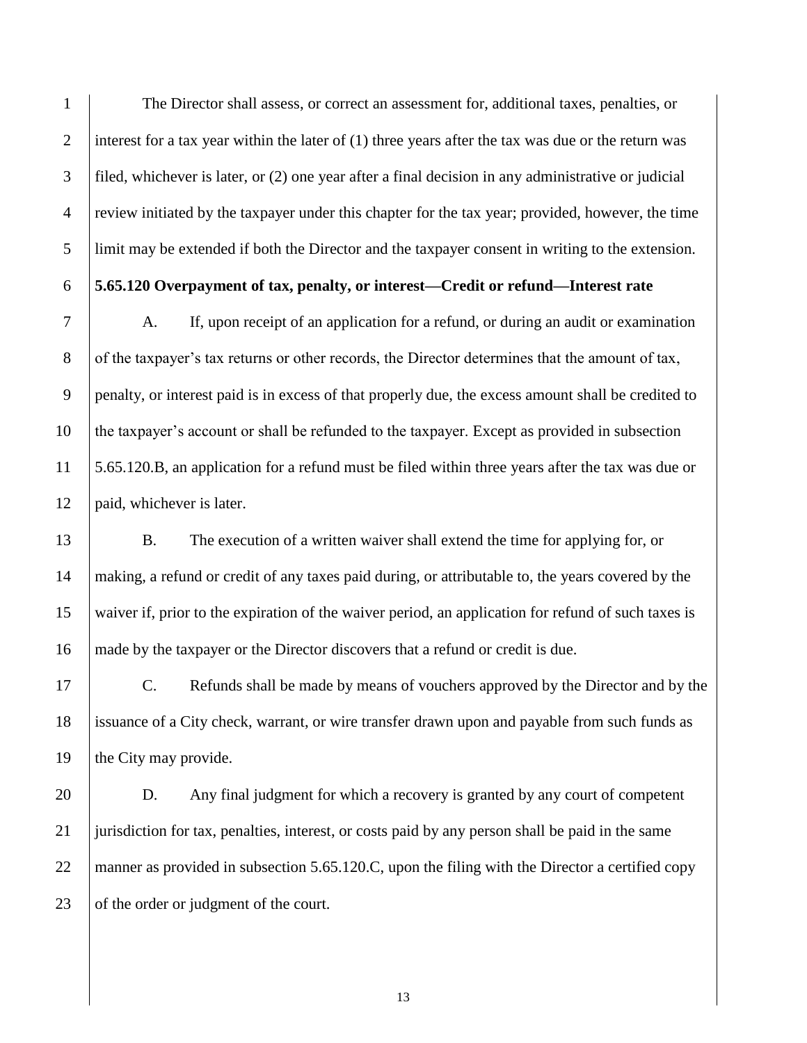The Director shall assess, or correct an assessment for, additional taxes, penalties, or interest for a tax year within the later of (1) three years after the tax was due or the return was filed, whichever is later, or (2) one year after a final decision in any administrative or judicial review initiated by the taxpayer under this chapter for the tax year; provided, however, the time limit may be extended if both the Director and the taxpayer consent in writing to the extension.

**5.65.120 Overpayment of tax, penalty, or interest—Credit or refund—Interest rate**

A. If, upon receipt of an application for a refund, or during an audit or examination of the taxpayer's tax returns or other records, the Director determines that the amount of tax, penalty, or interest paid is in excess of that properly due, the excess amount shall be credited to the taxpayer's account or shall be refunded to the taxpayer. Except as provided in subsection 5.65.120.B, an application for a refund must be filed within three years after the tax was due or paid, whichever is later.

B. The execution of a written waiver shall extend the time for applying for, or making, a refund or credit of any taxes paid during, or attributable to, the years covered by the waiver if, prior to the expiration of the waiver period, an application for refund of such taxes is made by the taxpayer or the Director discovers that a refund or credit is due.

C. Refunds shall be made by means of vouchers approved by the Director and by the issuance of a City check, warrant, or wire transfer drawn upon and payable from such funds as the City may provide.

D. Any final judgment for which a recovery is granted by any court of competent jurisdiction for tax, penalties, interest, or costs paid by any person shall be paid in the same manner as provided in subsection 5.65.120.C, upon the filing with the Director a certified copy of the order or judgment of the court.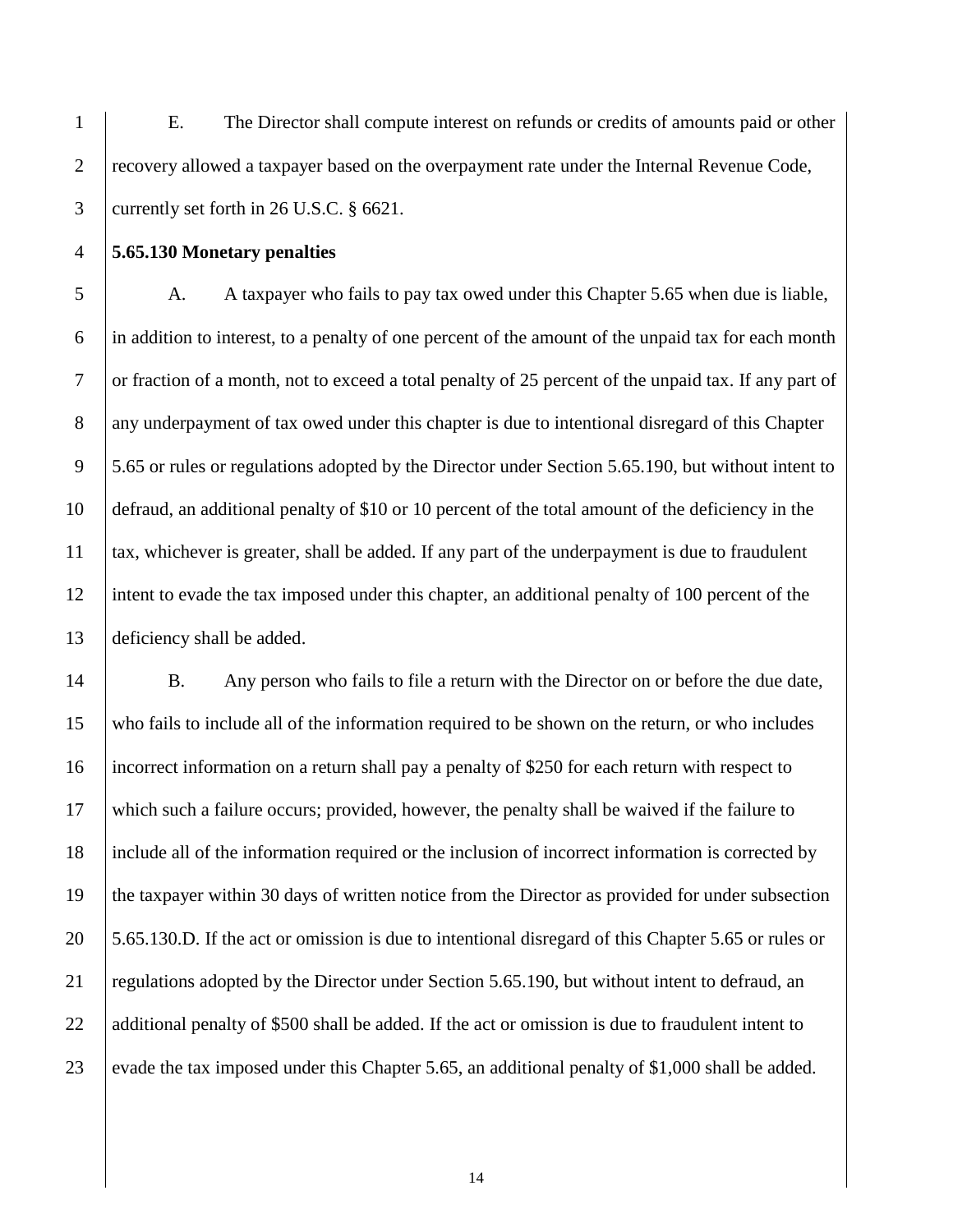E. The Director shall compute interest on refunds or credits of amounts paid or other recovery allowed a taxpayer based on the overpayment rate under the Internal Revenue Code, currently set forth in 26 U.S.C. § 6621.

**5.65.130 Monetary penalties**

A. A taxpayer who fails to pay tax owed under this Chapter 5.65 when due is liable, in addition to interest, to a penalty of one percent of the amount of the unpaid tax for each month or fraction of a month, not to exceed a total penalty of 25 percent of the unpaid tax. If any part of any underpayment of tax owed under this chapter is due to intentional disregard of this Chapter 5.65 or rules or regulations adopted by the Director under Section 5.65.190, but without intent to defraud, an additional penalty of $10 or 10 percent of the total amount of the deficiency in the tax, whichever is greater, shall be added. If any part of the underpayment is due to fraudulent intent to evade the tax imposed under this chapter, an additional penalty of 100 percent of the deficiency shall be added.

B. Any person who fails to file a return with the Director on or before the due date, who fails to include all of the information required to be shown on the return, or who includes incorrect information on a return shall pay a penalty of $250 for each return with respect to which such a failure occurs; provided, however, the penalty shall be waived if the failure to include all of the information required or the inclusion of incorrect information is corrected by the taxpayer within 30 days of written notice from the Director as provided for under subsection 5.65.130.D. If the act or omission is due to intentional disregard of this Chapter 5.65 or rules or regulations adopted by the Director under Section 5.65.190, but without intent to defraud, an additional penalty of $500 shall be added. If the act or omission is due to fraudulent intent to evade the tax imposed under this Chapter 5.65, an additional penalty of $1,000 shall be added.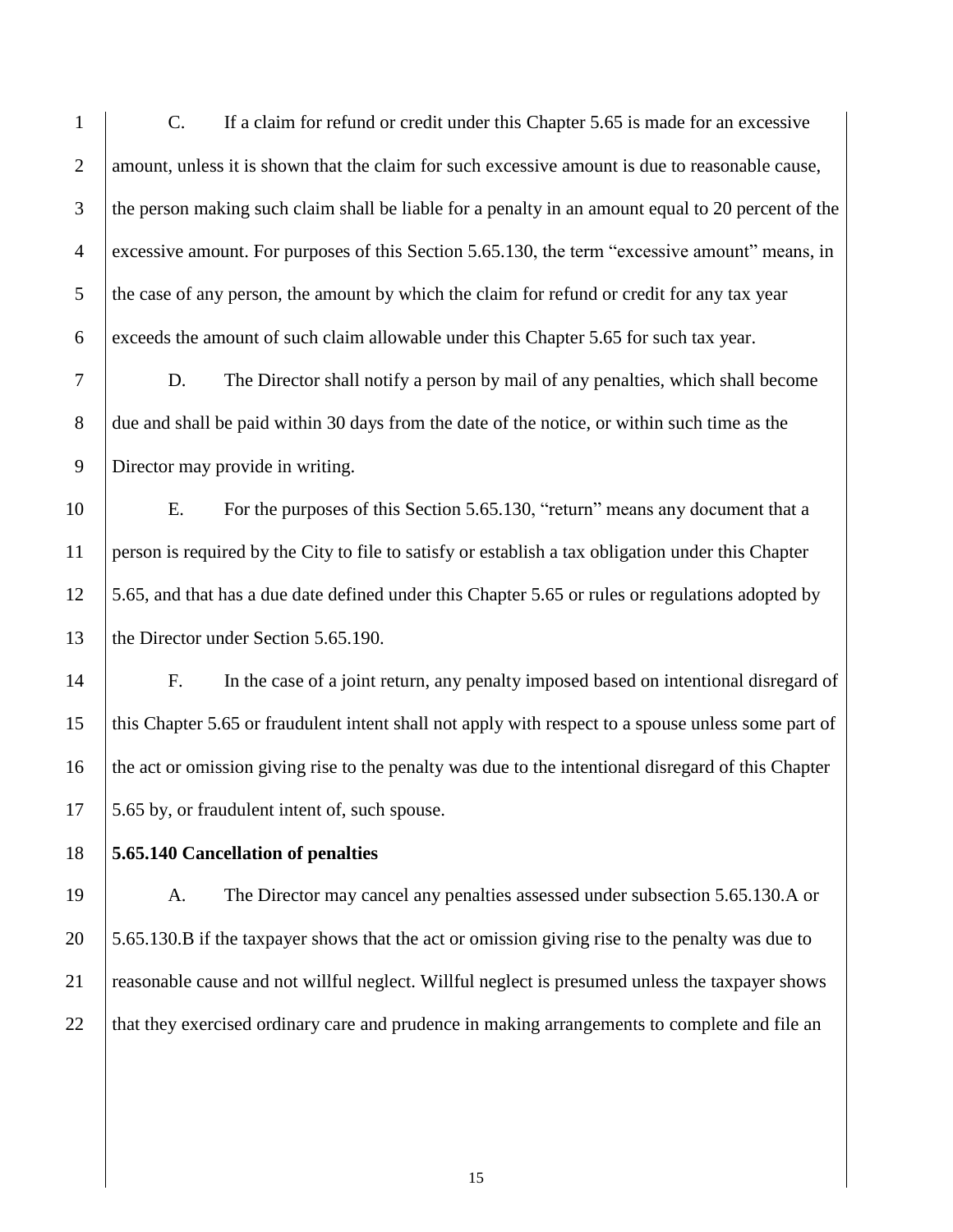C. If a claim for refund or credit under this Chapter 5.65 is made for an excessive amount, unless it is shown that the claim for such excessive amount is due to reasonable cause, the person making such claim shall be liable for a penalty in an amount equal to 20 percent of the excessive amount. For purposes of this Section 5.65.130, the term "excessive amount" means, in the case of any person, the amount by which the claim for refund or credit for any tax year exceeds the amount of such claim allowable under this Chapter 5.65 for such tax year.

D. The Director shall notify a person by mail of any penalties, which shall become due and shall be paid within 30 days from the date of the notice, or within such time as the Director may provide in writing.

E. For the purposes of this Section 5.65.130, "return" means any document that a person is required by the City to file to satisfy or establish a tax obligation under this Chapter 5.65, and that has a due date defined under this Chapter 5.65 or rules or regulations adopted by the Director under Section 5.65.190.

F. In the case of a joint return, any penalty imposed based on intentional disregard of this Chapter 5.65 or fraudulent intent shall not apply with respect to a spouse unless some part of the act or omission giving rise to the penalty was due to the intentional disregard of this Chapter 5.65 by, or fraudulent intent of, such spouse.

**5.65.140 Cancellation of penalties**

A. The Director may cancel any penalties assessed under subsection 5.65.130.A or 5.65.130.B if the taxpayer shows that the act or omission giving rise to the penalty was due to reasonable cause and not willful neglect. Willful neglect is presumed unless the taxpayer shows that they exercised ordinary care and prudence in making arrangements to complete and file an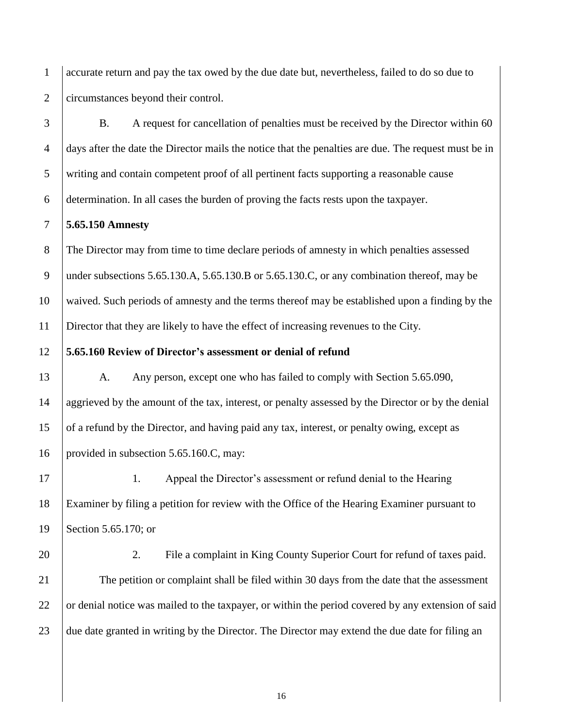accurate return and pay the tax owed by the due date but, nevertheless, failed to do so due to circumstances beyond their control.

B. A request for cancellation of penalties must be received by the Director within 60 days after the date the Director mails the notice that the penalties are due. The request must be in writing and contain competent proof of all pertinent facts supporting a reasonable cause determination. In all cases the burden of proving the facts rests upon the taxpayer.

**5.65.150 Amnesty**

The Director may from time to time declare periods of amnesty in which penalties assessed under subsections 5.65.130.A, 5.65.130.B or 5.65.130.C, or any combination thereof, may be waived. Such periods of amnesty and the terms thereof may be established upon a finding by the Director that they are likely to have the effect of increasing revenues to the City.

**5.65.160 Review of Director's assessment or denial of refund**

A. Any person, except one who has failed to comply with Section 5.65.090, aggrieved by the amount of the tax, interest, or penalty assessed by the Director or by the denial of a refund by the Director, and having paid any tax, interest, or penalty owing, except as provided in subsection 5.65.160.C, may:

1. Appeal the Director's assessment or refund denial to the Hearing Examiner by filing a petition for review with the Office of the Hearing Examiner pursuant to Section 5.65.170; or

2. File a complaint in King County Superior Court for refund of taxes paid.

The petition or complaint shall be filed within 30 days from the date that the assessment or denial notice was mailed to the taxpayer, or within the period covered by any extension of said due date granted in writing by the Director. The Director may extend the due date for filing an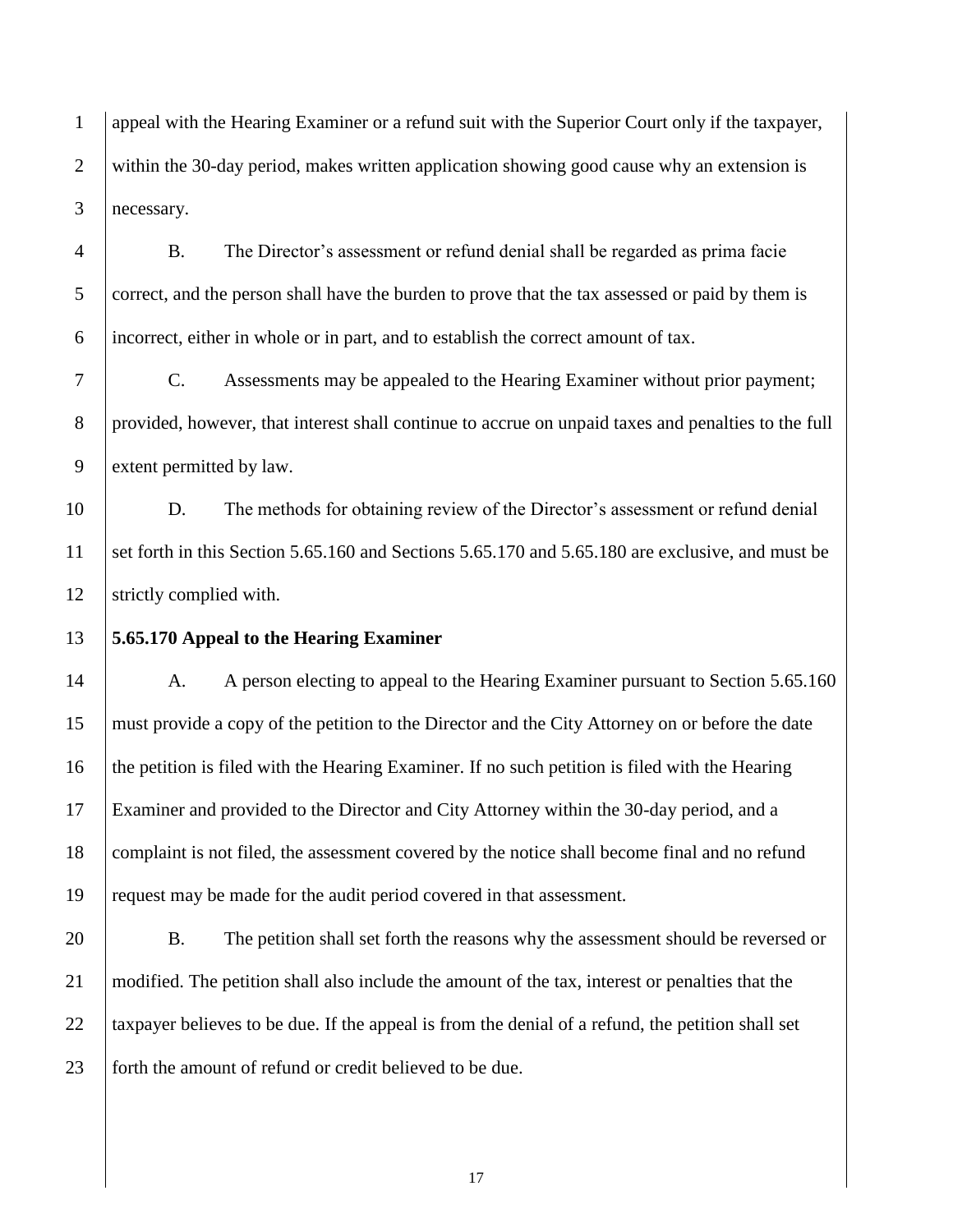appeal with the Hearing Examiner or a refund suit with the Superior Court only if the taxpayer, within the 30-day period, makes written application showing good cause why an extension is necessary.

B. The Director's assessment or refund denial shall be regarded as prima facie correct, and the person shall have the burden to prove that the tax assessed or paid by them is incorrect, either in whole or in part, and to establish the correct amount of tax.

C. Assessments may be appealed to the Hearing Examiner without prior payment; provided, however, that interest shall continue to accrue on unpaid taxes and penalties to the full extent permitted by law.

D. The methods for obtaining review of the Director's assessment or refund denial set forth in this Section 5.65.160 and Sections 5.65.170 and 5.65.180 are exclusive, and must be strictly complied with.

**5.65.170 Appeal to the Hearing Examiner**

A. A person electing to appeal to the Hearing Examiner pursuant to Section 5.65.160 must provide a copy of the petition to the Director and the City Attorney on or before the date the petition is filed with the Hearing Examiner. If no such petition is filed with the Hearing Examiner and provided to the Director and City Attorney within the 30-day period, and a complaint is not filed, the assessment covered by the notice shall become final and no refund request may be made for the audit period covered in that assessment.

B. The petition shall set forth the reasons why the assessment should be reversed or modified. The petition shall also include the amount of the tax, interest or penalties that the taxpayer believes to be due. If the appeal is from the denial of a refund, the petition shall set forth the amount of refund or credit believed to be due.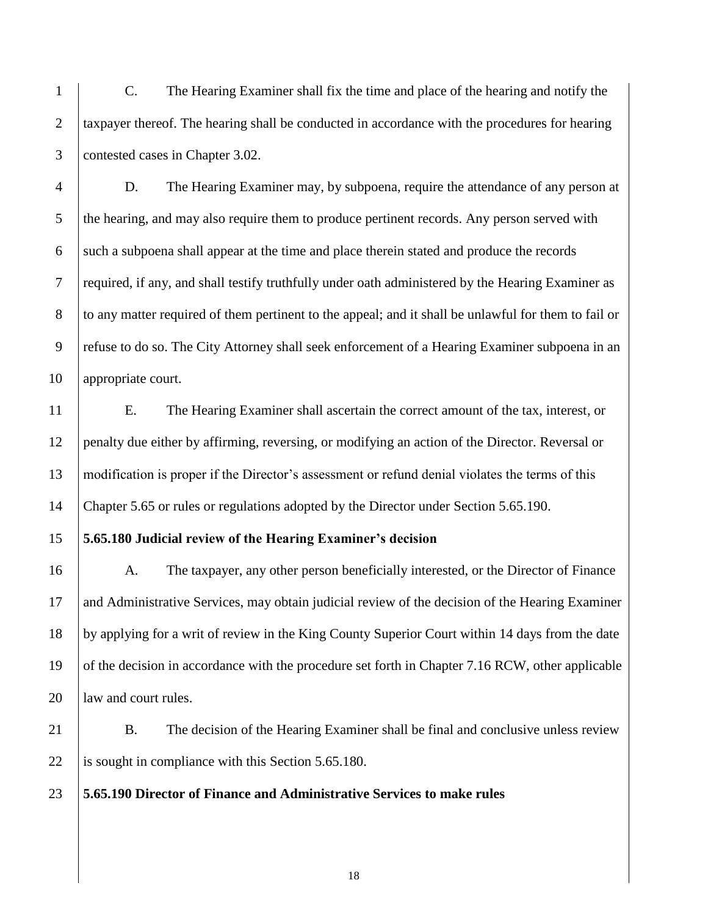C. The Hearing Examiner shall fix the time and place of the hearing and notify the taxpayer thereof. The hearing shall be conducted in accordance with the procedures for hearing contested cases in Chapter 3.02.

D. The Hearing Examiner may, by subpoena, require the attendance of any person at the hearing, and may also require them to produce pertinent records. Any person served with such a subpoena shall appear at the time and place therein stated and produce the records required, if any, and shall testify truthfully under oath administered by the Hearing Examiner as to any matter required of them pertinent to the appeal; and it shall be unlawful for them to fail or refuse to do so. The City Attorney shall seek enforcement of a Hearing Examiner subpoena in an appropriate court.

E. The Hearing Examiner shall ascertain the correct amount of the tax, interest, or penalty due either by affirming, reversing, or modifying an action of the Director. Reversal or modification is proper if the Director's assessment or refund denial violates the terms of this Chapter 5.65 or rules or regulations adopted by the Director under Section 5.65.190.

**5.65.180 Judicial review of the Hearing Examiner's decision**

A. The taxpayer, any other person beneficially interested, or the Director of Finance and Administrative Services, may obtain judicial review of the decision of the Hearing Examiner by applying for a writ of review in the King County Superior Court within 14 days from the date of the decision in accordance with the procedure set forth in Chapter 7.16 RCW, other applicable law and court rules.

B. The decision of the Hearing Examiner shall be final and conclusive unless review is sought in compliance with this Section 5.65.180.

**5.65.190 Director of Finance and Administrative Services to make rules**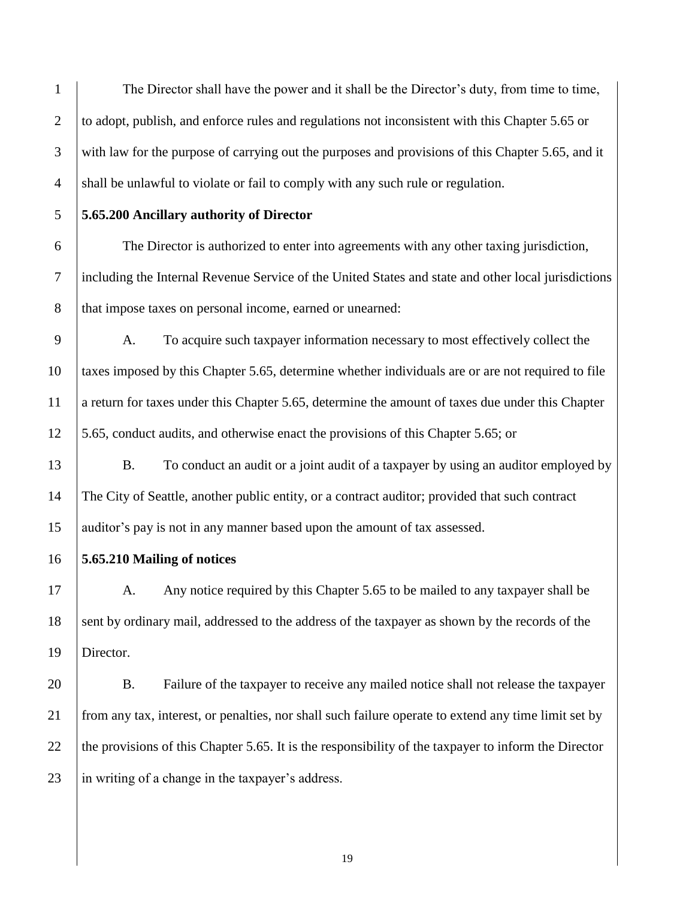The Director shall have the power and it shall be the Director's duty, from time to time, to adopt, publish, and enforce rules and regulations not inconsistent with this Chapter 5.65 or with law for the purpose of carrying out the purposes and provisions of this Chapter 5.65, and it shall be unlawful to violate or fail to comply with any such rule or regulation.

**5.65.200 Ancillary authority of Director**

The Director is authorized to enter into agreements with any other taxing jurisdiction, including the Internal Revenue Service of the United States and state and other local jurisdictions that impose taxes on personal income, earned or unearned:

A. To acquire such taxpayer information necessary to most effectively collect the taxes imposed by this Chapter 5.65, determine whether individuals are or are not required to file a return for taxes under this Chapter 5.65, determine the amount of taxes due under this Chapter 5.65, conduct audits, and otherwise enact the provisions of this Chapter 5.65; or

B. To conduct an audit or a joint audit of a taxpayer by using an auditor employed by The City of Seattle, another public entity, or a contract auditor; provided that such contract auditor's pay is not in any manner based upon the amount of tax assessed.

**5.65.210 Mailing of notices**

A. Any notice required by this Chapter 5.65 to be mailed to any taxpayer shall be sent by ordinary mail, addressed to the address of the taxpayer as shown by the records of the Director.

B. Failure of the taxpayer to receive any mailed notice shall not release the taxpayer from any tax, interest, or penalties, nor shall such failure operate to extend any time limit set by the provisions of this Chapter 5.65. It is the responsibility of the taxpayer to inform the Director in writing of a change in the taxpayer's address.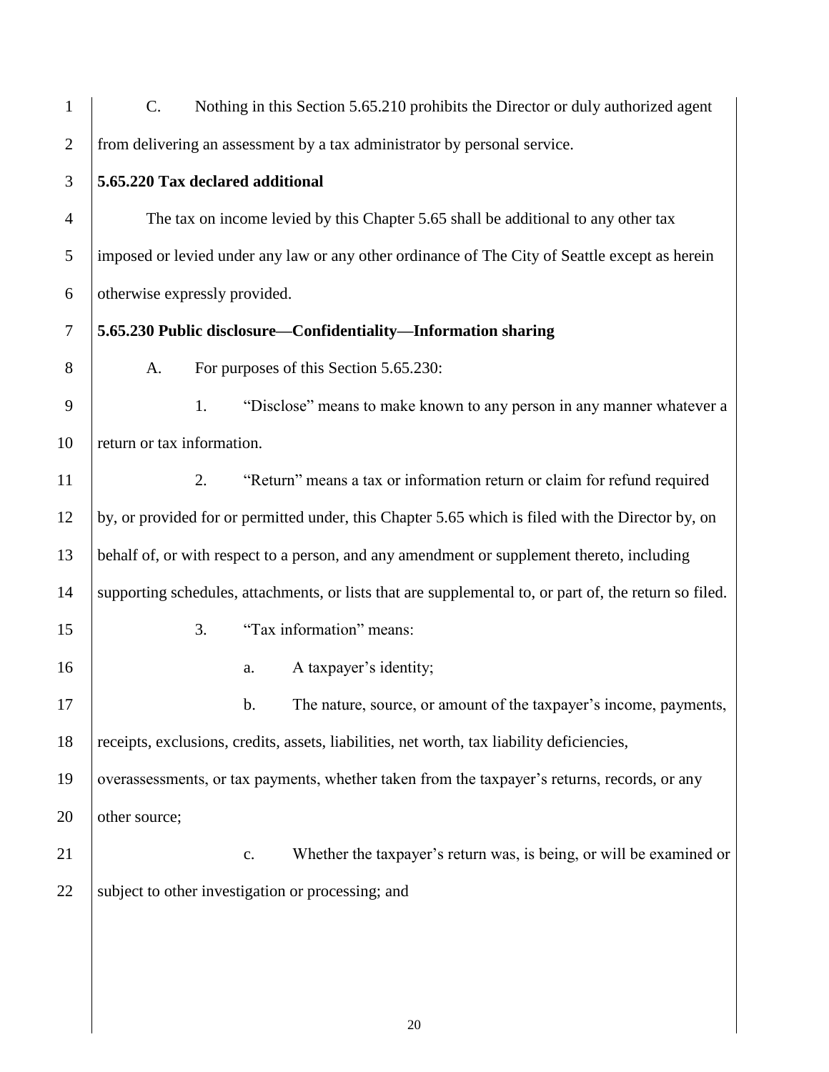C. Nothing in this Section 5.65.210 prohibits the Director or duly authorized agent from delivering an assessment by a tax administrator by personal service.

**5.65.220 Tax declared additional**

The tax on income levied by this Chapter 5.65 shall be additional to any other tax imposed or levied under any law or any other ordinance of The City of Seattle except as herein otherwise expressly provided.

**5.65.230 Public disclosure—Confidentiality—Information sharing**

A. For purposes of this Section 5.65.230:

1. "Disclose" means to make known to any person in any manner whatever a return or tax information.

2. "Return" means a tax or information return or claim for refund required by, or provided for or permitted under, this Chapter 5.65 which is filed with the Director by, on behalf of, or with respect to a person, and any amendment or supplement thereto, including supporting schedules, attachments, or lists that are supplemental to, or part of, the return so filed.

3. "Tax information" means:

a. A taxpayer's identity;

b. The nature, source, or amount of the taxpayer's income, payments, receipts, exclusions, credits, assets, liabilities, net worth, tax liability deficiencies, overassessments, or tax payments, whether taken from the taxpayer's returns, records, or any other source;

c. Whether the taxpayer's return was, is being, or will be examined or subject to other investigation or processing; and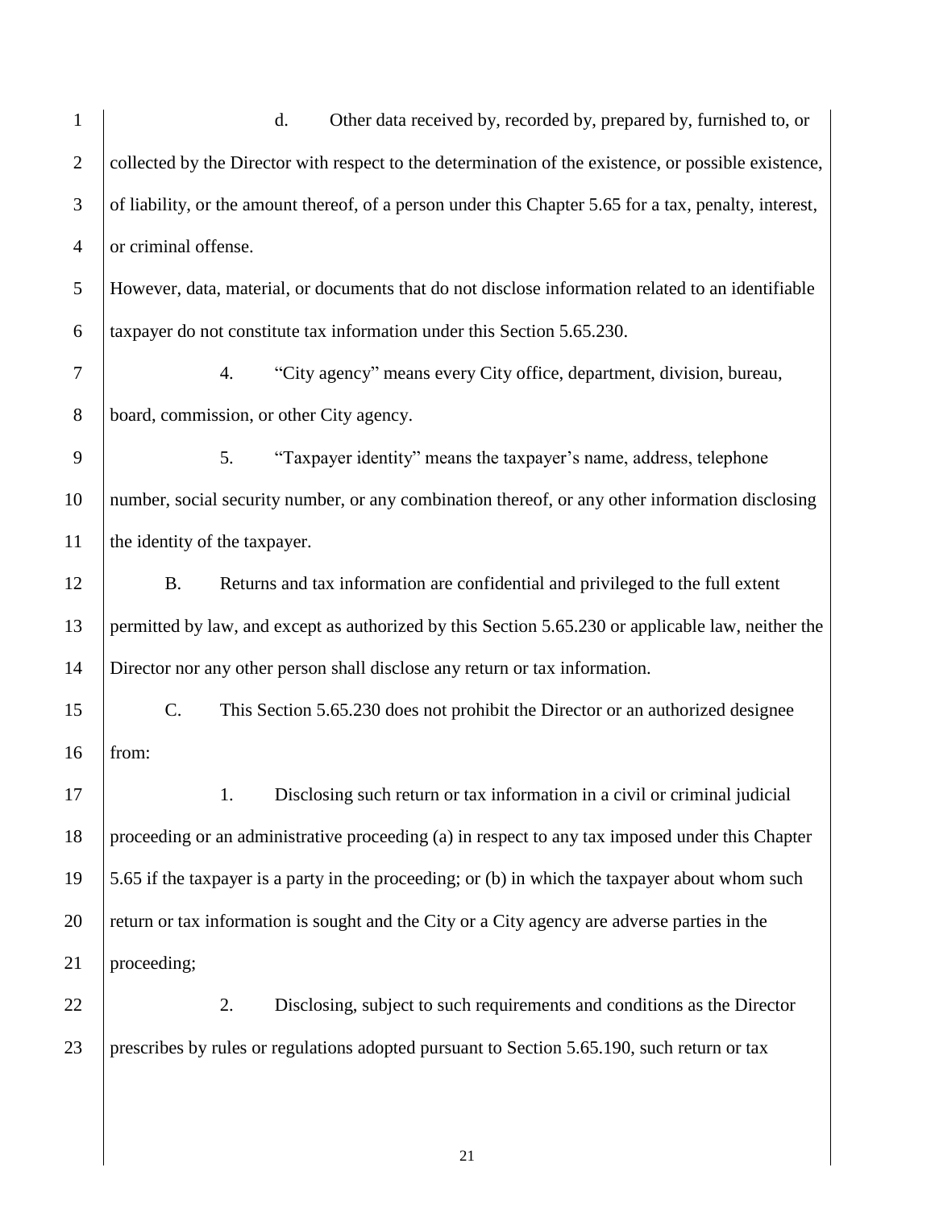d. Other data received by, recorded by, prepared by, furnished to, or collected by the Director with respect to the determination of the existence, or possible existence, of liability, or the amount thereof, of a person under this Chapter 5.65 for a tax, penalty, interest, or criminal offense.

However, data, material, or documents that do not disclose information related to an identifiable taxpayer do not constitute tax information under this Section 5.65.230.

4. "City agency" means every City office, department, division, bureau, board, commission, or other City agency.

5. "Taxpayer identity" means the taxpayer's name, address, telephone number, social security number, or any combination thereof, or any other information disclosing the identity of the taxpayer.

B. Returns and tax information are confidential and privileged to the full extent permitted by law, and except as authorized by this Section 5.65.230 or applicable law, neither the Director nor any other person shall disclose any return or tax information.

C. This Section 5.65.230 does not prohibit the Director or an authorized designee from:

1. Disclosing such return or tax information in a civil or criminal judicial proceeding or an administrative proceeding (a) in respect to any tax imposed under this Chapter 5.65 if the taxpayer is a party in the proceeding; or (b) in which the taxpayer about whom such return or tax information is sought and the City or a City agency are adverse parties in the proceeding;

2. Disclosing, subject to such requirements and conditions as the Director prescribes by rules or regulations adopted pursuant to Section 5.65.190, such return or tax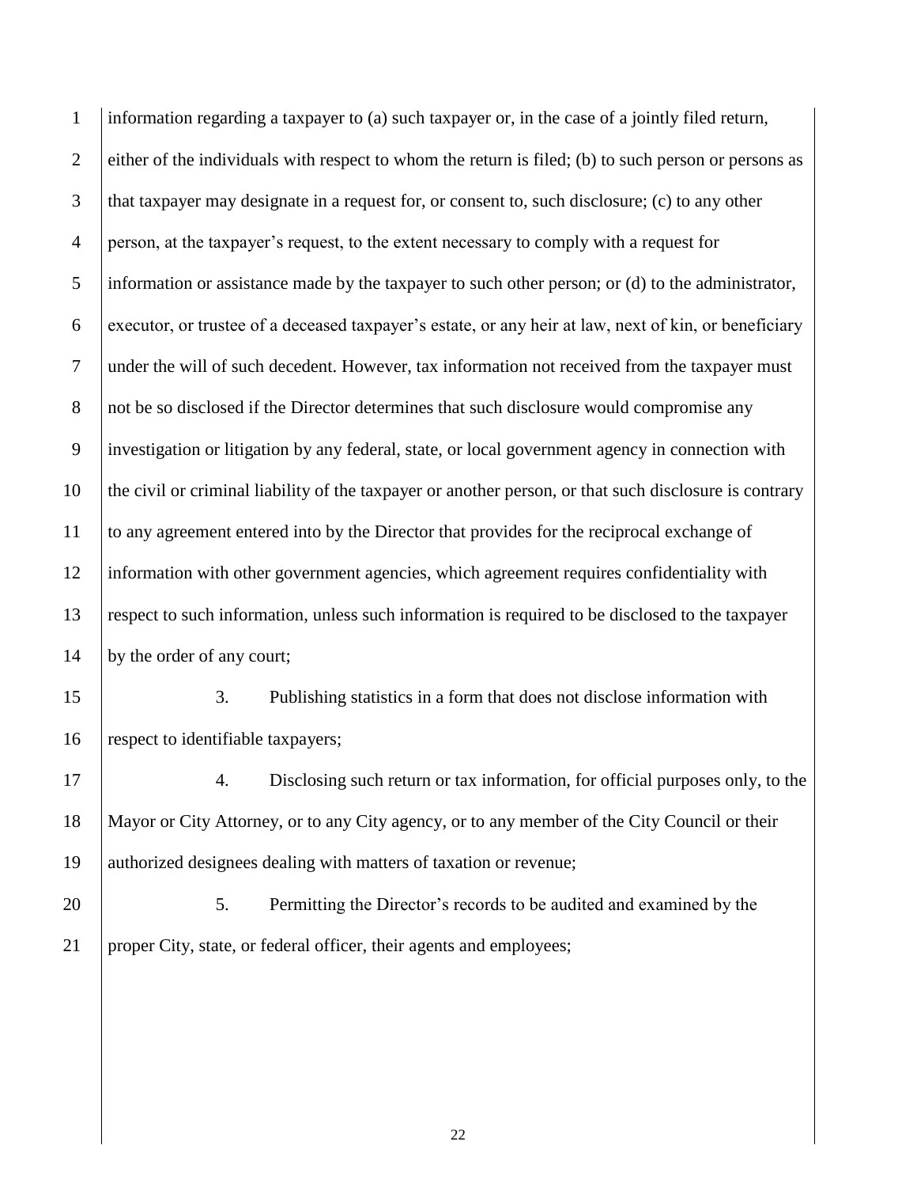information regarding a taxpayer to (a) such taxpayer or, in the case of a jointly filed return, either of the individuals with respect to whom the return is filed; (b) to such person or persons as that taxpayer may designate in a request for, or consent to, such disclosure; (c) to any other person, at the taxpayer's request, to the extent necessary to comply with a request for information or assistance made by the taxpayer to such other person; or (d) to the administrator, executor, or trustee of a deceased taxpayer's estate, or any heir at law, next of kin, or beneficiary under the will of such decedent. However, tax information not received from the taxpayer must not be so disclosed if the Director determines that such disclosure would compromise any investigation or litigation by any federal, state, or local government agency in connection with the civil or criminal liability of the taxpayer or another person, or that such disclosure is contrary to any agreement entered into by the Director that provides for the reciprocal exchange of information with other government agencies, which agreement requires confidentiality with respect to such information, unless such information is required to be disclosed to the taxpayer by the order of any court;

3. Publishing statistics in a form that does not disclose information with respect to identifiable taxpayers;

4. Disclosing such return or tax information, for official purposes only, to the Mayor or City Attorney, or to any City agency, or to any member of the City Council or their authorized designees dealing with matters of taxation or revenue;

5. Permitting the Director's records to be audited and examined by the proper City, state, or federal officer, their agents and employees;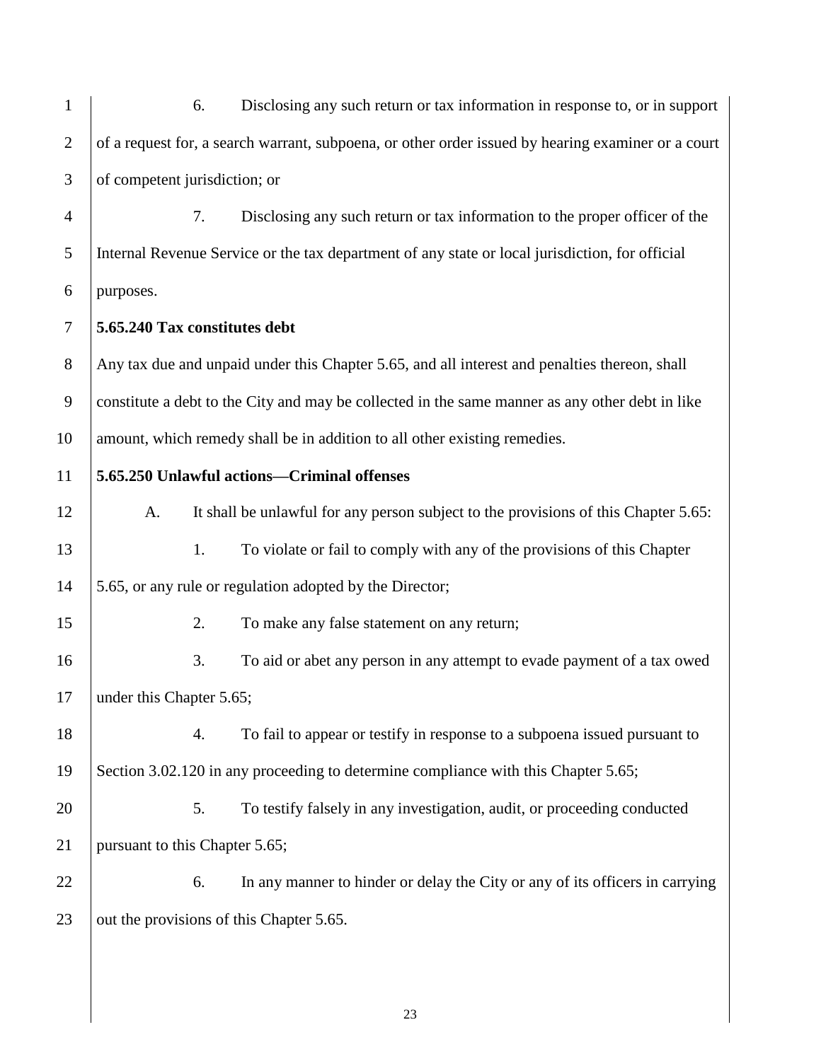6. Disclosing any such return or tax information in response to, or in support of a request for, a search warrant, subpoena, or other order issued by hearing examiner or a court of competent jurisdiction; or

7. Disclosing any such return or tax information to the proper officer of the Internal Revenue Service or the tax department of any state or local jurisdiction, for official purposes.

**5.65.240 Tax constitutes debt**

Any tax due and unpaid under this Chapter 5.65, and all interest and penalties thereon, shall constitute a debt to the City and may be collected in the same manner as any other debt in like amount, which remedy shall be in addition to all other existing remedies.

**5.65.250 Unlawful actions—Criminal offenses**

A. It shall be unlawful for any person subject to the provisions of this Chapter 5.65:

1. To violate or fail to comply with any of the provisions of this Chapter 5.65, or any rule or regulation adopted by the Director;

2. To make any false statement on any return;

3. To aid or abet any person in any attempt to evade payment of a tax owed under this Chapter 5.65;

4. To fail to appear or testify in response to a subpoena issued pursuant to Section 3.02.120 in any proceeding to determine compliance with this Chapter 5.65;

5. To testify falsely in any investigation, audit, or proceeding conducted pursuant to this Chapter 5.65;

6. In any manner to hinder or delay the City or any of its officers in carrying out the provisions of this Chapter 5.65.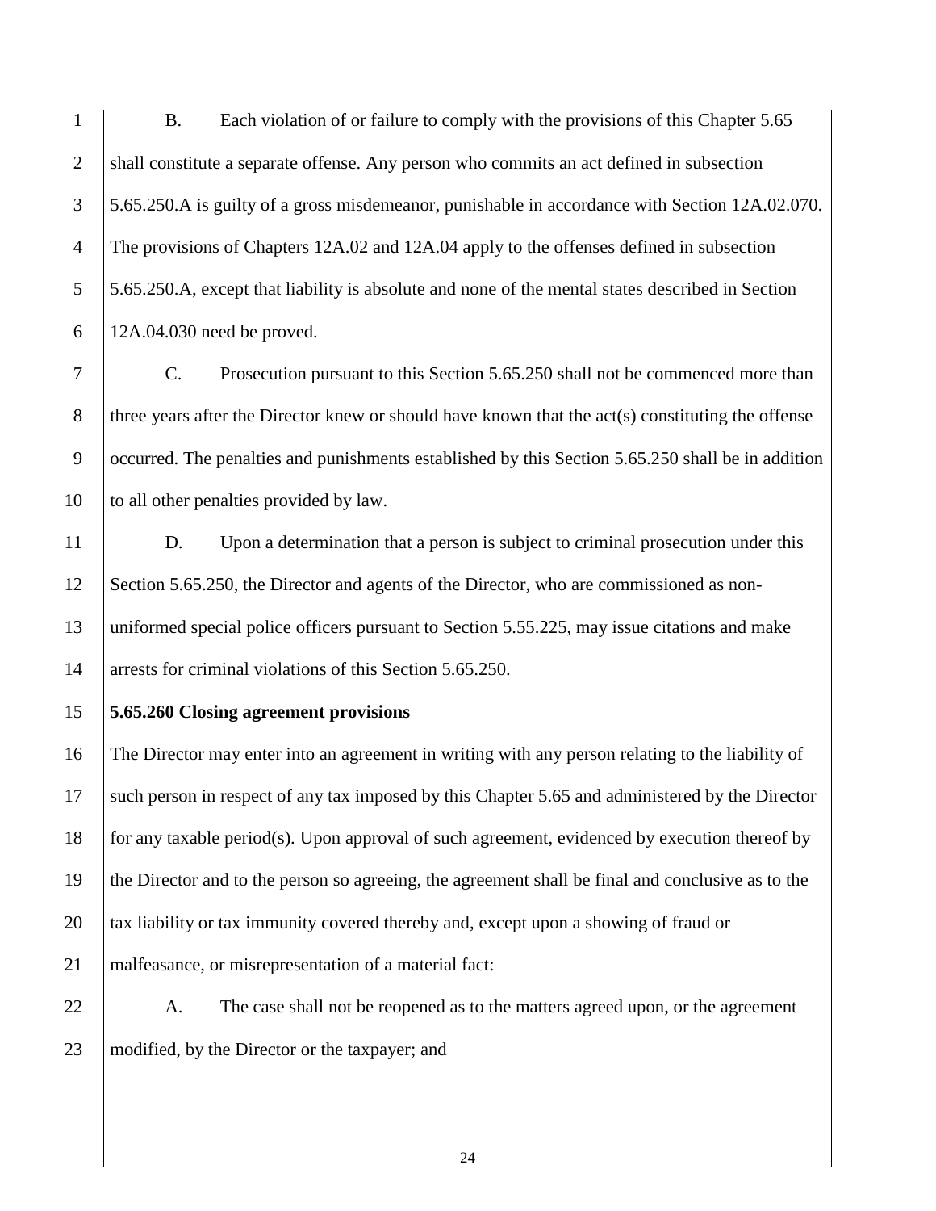B. Each violation of or failure to comply with the provisions of this Chapter 5.65 shall constitute a separate offense. Any person who commits an act defined in subsection 5.65.250.A is guilty of a gross misdemeanor, punishable in accordance with Section 12A.02.070. The provisions of Chapters 12A.02 and 12A.04 apply to the offenses defined in subsection 5.65.250.A, except that liability is absolute and none of the mental states described in Section 12A.04.030 need be proved.

C. Prosecution pursuant to this Section 5.65.250 shall not be commenced more than three years after the Director knew or should have known that the act(s) constituting the offense occurred. The penalties and punishments established by this Section 5.65.250 shall be in addition to all other penalties provided by law.

D. Upon a determination that a person is subject to criminal prosecution under this Section 5.65.250, the Director and agents of the Director, who are commissioned as non-uniformed special police officers pursuant to Section 5.55.225, may issue citations and make arrests for criminal violations of this Section 5.65.250.

**5.65.260 Closing agreement provisions**

The Director may enter into an agreement in writing with any person relating to the liability of such person in respect of any tax imposed by this Chapter 5.65 and administered by the Director for any taxable period(s). Upon approval of such agreement, evidenced by execution thereof by the Director and to the person so agreeing, the agreement shall be final and conclusive as to the tax liability or tax immunity covered thereby and, except upon a showing of fraud or malfeasance, or misrepresentation of a material fact:

A. The case shall not be reopened as to the matters agreed upon, or the agreement modified, by the Director or the taxpayer; and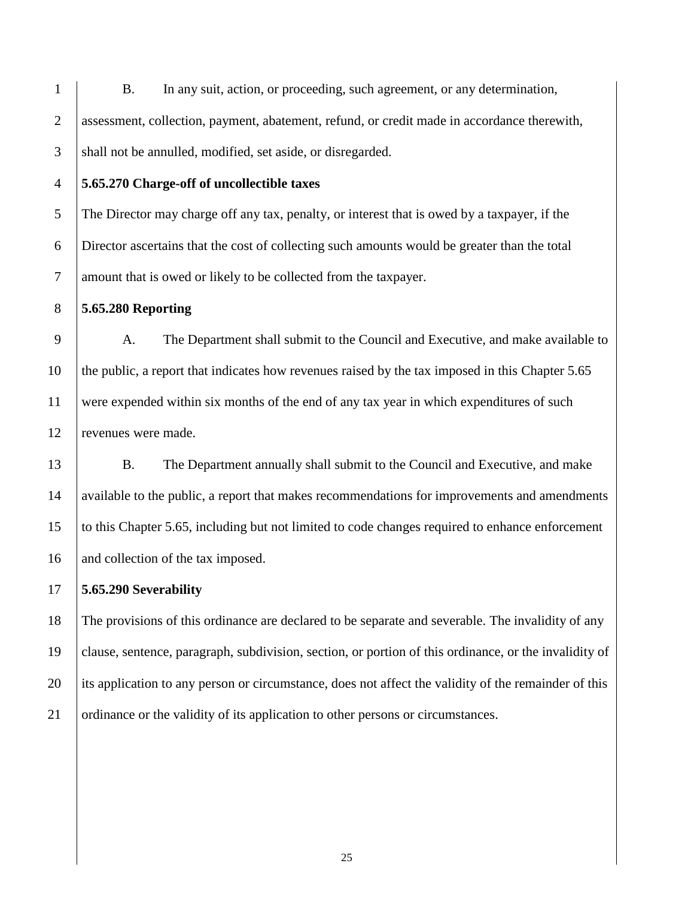B. In any suit, action, or proceeding, such agreement, or any determination, assessment, collection, payment, abatement, refund, or credit made in accordance therewith, shall not be annulled, modified, set aside, or disregarded.

**5.65.270 Charge-off of uncollectible taxes**

The Director may charge off any tax, penalty, or interest that is owed by a taxpayer, if the Director ascertains that the cost of collecting such amounts would be greater than the total amount that is owed or likely to be collected from the taxpayer.

**5.65.280 Reporting**

A. The Department shall submit to the Council and Executive, and make available to the public, a report that indicates how revenues raised by the tax imposed in this Chapter 5.65 were expended within six months of the end of any tax year in which expenditures of such revenues were made.

B. The Department annually shall submit to the Council and Executive, and make available to the public, a report that makes recommendations for improvements and amendments to this Chapter 5.65, including but not limited to code changes required to enhance enforcement and collection of the tax imposed.

**5.65.290 Severability**

The provisions of this ordinance are declared to be separate and severable. The invalidity of any clause, sentence, paragraph, subdivision, section, or portion of this ordinance, or the invalidity of its application to any person or circumstance, does not affect the validity of the remainder of this ordinance or the validity of its application to other persons or circumstances.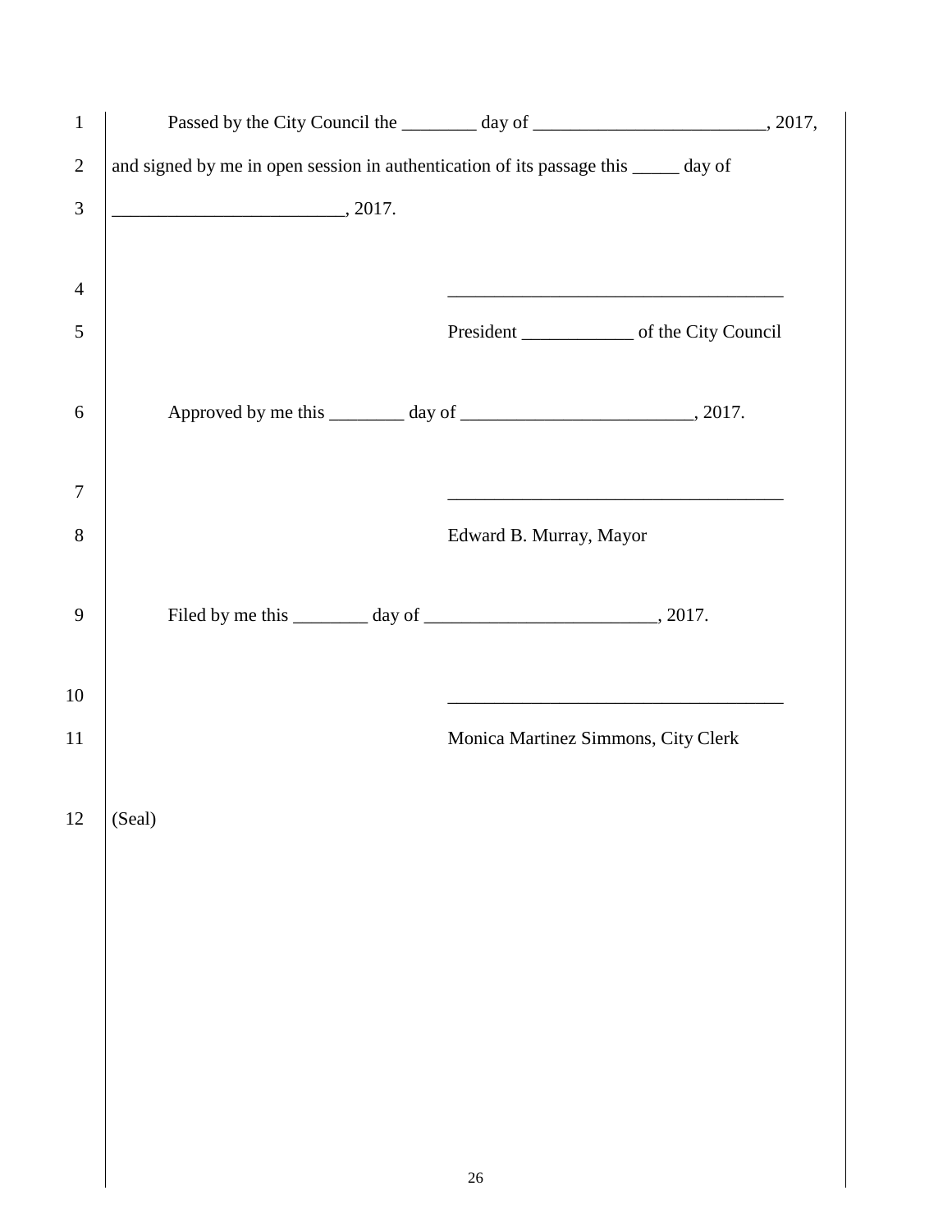Passed by the City Council the ________ day of _________________________, 2017, and signed by me in open session in authentication of its passage this _____ day of _________________________, 2017.

____________________________________

President ____________ of the City Council

Approved by me this ________ day of _________________________, 2017.

____________________________________

Edward B. Murray, Mayor

Filed by me this ________ day of _________________________, 2017.

____________________________________

Monica Martinez Simmons, City Clerk

(Seal)